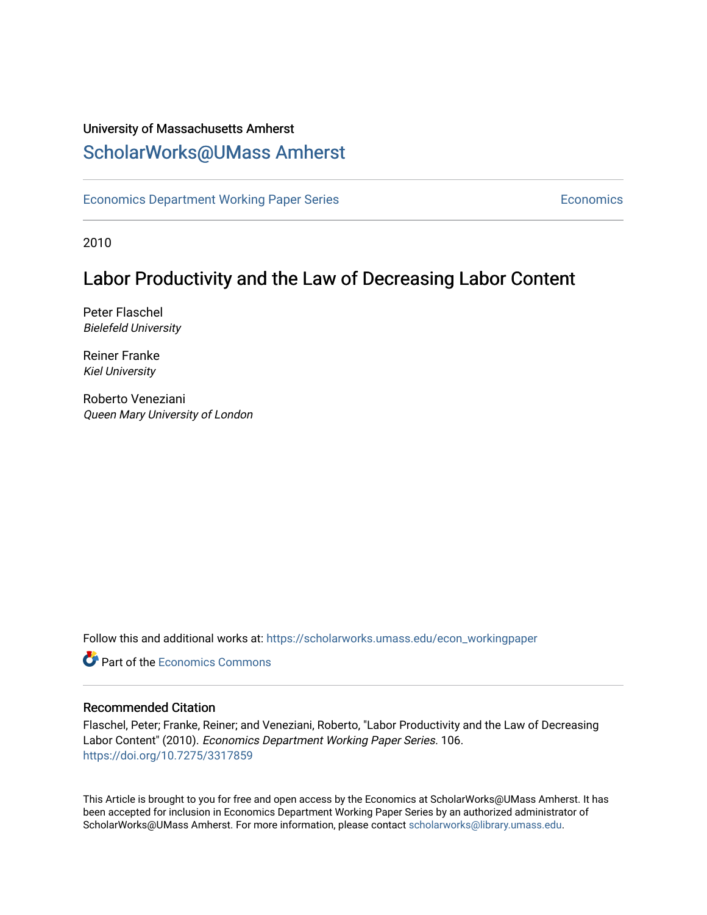University of Massachusetts Amherst

# ScholarWorks@UMass Amherst

Economics Department Working Paper Series | Economics

2010

## Labor Productivity and the Law of Decreasing Labor Content

Peter Flaschel
*Bielefeld University*

Reiner Franke
*Kiel University*

Roberto Veneziani
*Queen Mary University of London*

Follow this and additional works at: https://scholarworks.umass.edu/econ_workingpaper

Part of the Economics Commons

### Recommended Citation

Flaschel, Peter; Franke, Reiner; and Veneziani, Roberto, "Labor Productivity and the Law of Decreasing Labor Content" (2010). *Economics Department Working Paper Series*. 106.
https://doi.org/10.7275/3317859

This Article is brought to you for free and open access by the Economics at ScholarWorks@UMass Amherst. It has been accepted for inclusion in Economics Department Working Paper Series by an authorized administrator of ScholarWorks@UMass Amherst. For more information, please contact scholarworks@library.umass.edu.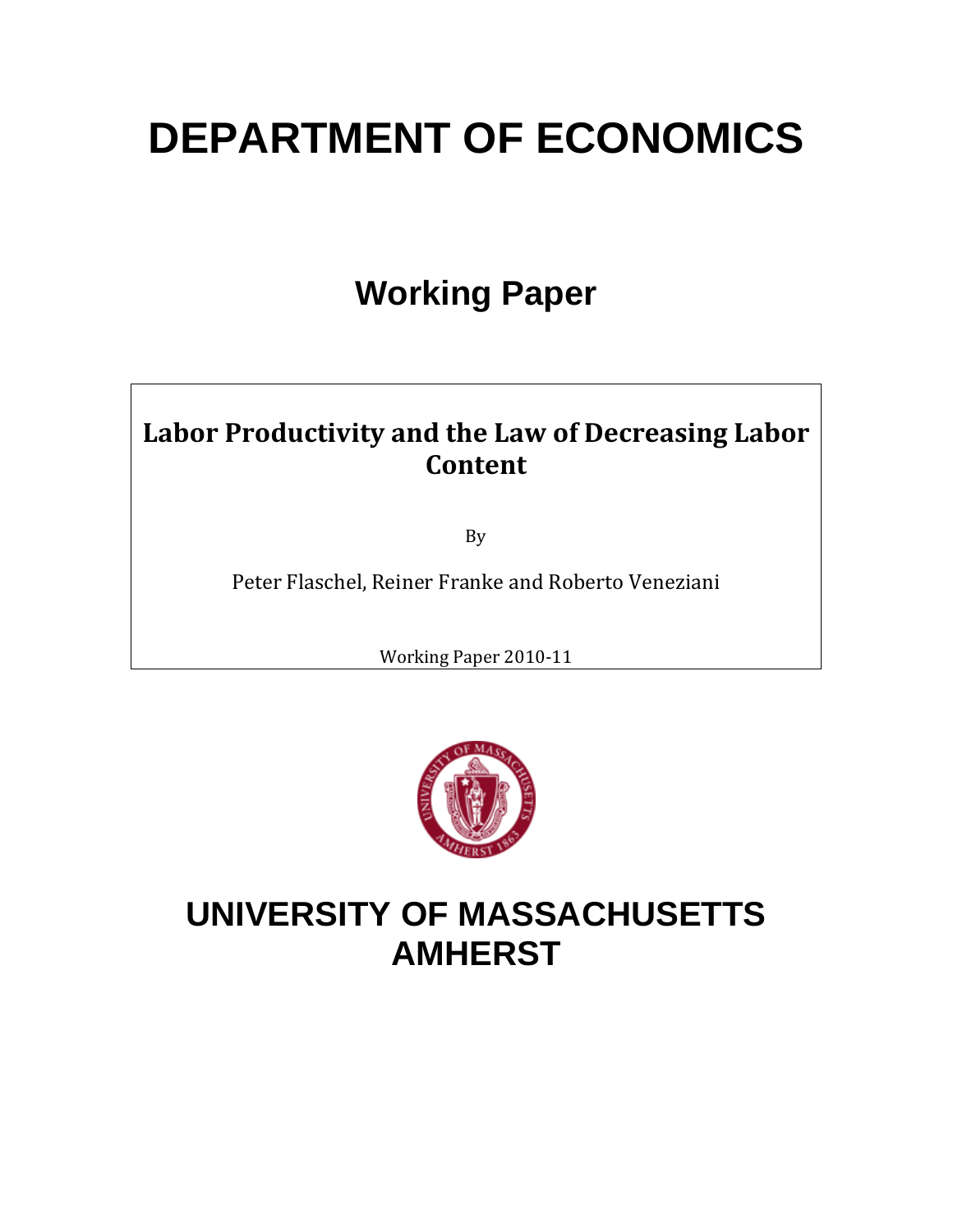# DEPARTMENT OF ECONOMICS

## Working Paper

**Labor Productivity and the Law of Decreasing Labor Content**

By

Peter Flaschel, Reiner Franke and Roberto Veneziani

Working Paper 2010-11

# UNIVERSITY OF MASSACHUSETTS AMHERST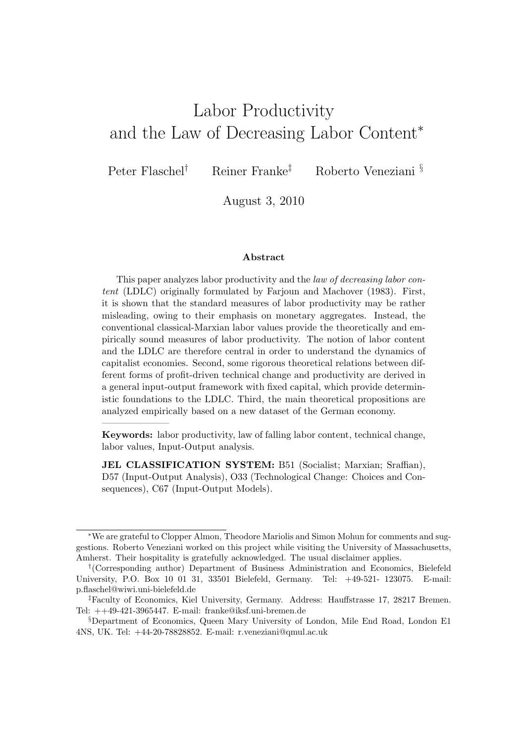# Labor Productivity and the Law of Decreasing Labor Content*

Peter Flaschel[†] Reiner Franke[‡] Roberto Veneziani[§]

August 3, 2010

## Abstract

This paper analyzes labor productivity and the *law of decreasing labor content* (LDLC) originally formulated by Farjoun and Machover (1983). First, it is shown that the standard measures of labor productivity may be rather misleading, owing to their emphasis on monetary aggregates. Instead, the conventional classical-Marxian labor values provide the theoretically and empirically sound measures of labor productivity. The notion of labor content and the LDLC are therefore central in order to understand the dynamics of capitalist economies. Second, some rigorous theoretical relations between different forms of profit-driven technical change and productivity are derived in a general input-output framework with fixed capital, which provide deterministic foundations to the LDLC. Third, the main theoretical propositions are analyzed empirically based on a new dataset of the German economy.

---

**Keywords:** labor productivity, law of falling labor content, technical change, labor values, Input-Output analysis.

**JEL CLASSIFICATION SYSTEM:** B51 (Socialist; Marxian; Sraffian), D57 (Input-Output Analysis), O33 (Technological Change: Choices and Consequences), C67 (Input-Output Models).

---

*We are grateful to Clopper Almon, Theodore Mariolis and Simon Mohun for comments and suggestions. Roberto Veneziani worked on this project while visiting the University of Massachusetts, Amherst. Their hospitality is gratefully acknowledged. The usual disclaimer applies.

[†](Corresponding author) Department of Business Administration and Economics, Bielefeld University, P.O. Box 10 01 31, 33501 Bielefeld, Germany. Tel: +49-521- 123075. E-mail: p.flaschel@wiwi.uni-bielefeld.de

[‡]Faculty of Economics, Kiel University, Germany. Address: Hauffstrasse 17, 28217 Bremen. Tel: ++49-421-3965447. E-mail: franke@iksf.uni-bremen.de

[§]Department of Economics, Queen Mary University of London, Mile End Road, London E1 4NS, UK. Tel: +44-20-78828852. E-mail: r.veneziani@qmul.ac.uk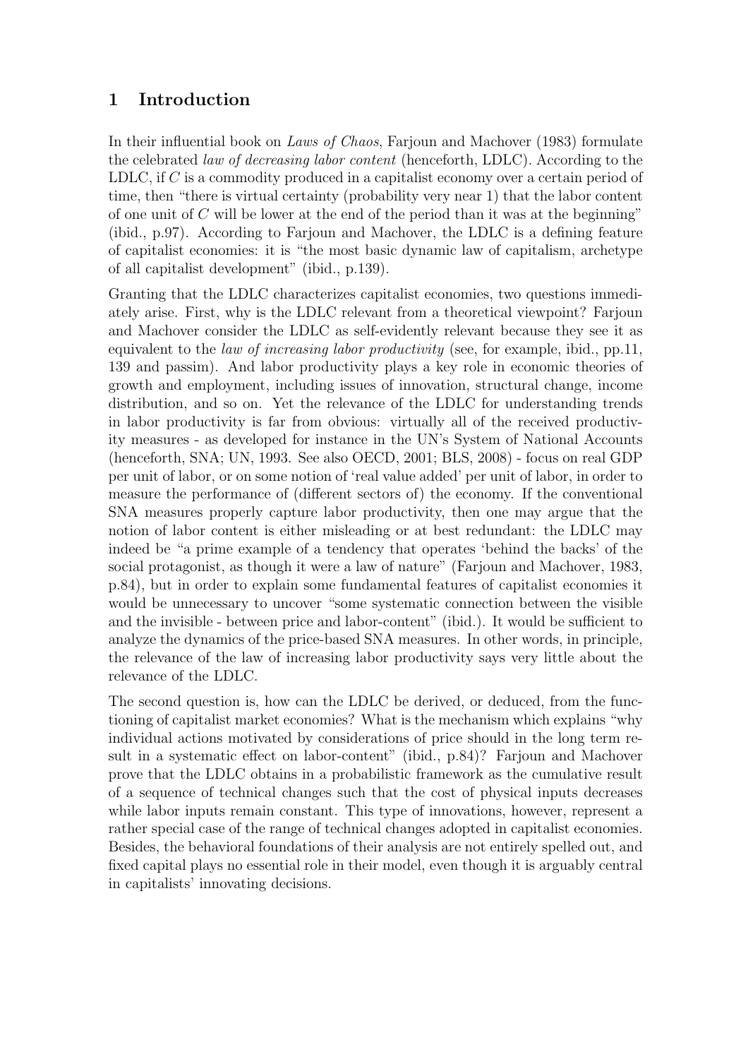## 1 Introduction

In their influential book on *Laws of Chaos*, Farjoun and Machover (1983) formulate the celebrated *law of decreasing labor content* (henceforth, LDLC). According to the LDLC, if $C$ is a commodity produced in a capitalist economy over a certain period of time, then "there is virtual certainty (probability very near 1) that the labor content of one unit of $C$ will be lower at the end of the period than it was at the beginning" (ibid., p.97). According to Farjoun and Machover, the LDLC is a defining feature of capitalist economies: it is "the most basic dynamic law of capitalism, archetype of all capitalist development" (ibid., p.139).

Granting that the LDLC characterizes capitalist economies, two questions immediately arise. First, why is the LDLC relevant from a theoretical viewpoint? Farjoun and Machover consider the LDLC as self-evidently relevant because they see it as equivalent to the *law of increasing labor productivity* (see, for example, ibid., pp.11, 139 and passim). And labor productivity plays a key role in economic theories of growth and employment, including issues of innovation, structural change, income distribution, and so on. Yet the relevance of the LDLC for understanding trends in labor productivity is far from obvious: virtually all of the received productivity measures - as developed for instance in the UN's System of National Accounts (henceforth, SNA; UN, 1993. See also OECD, 2001; BLS, 2008) - focus on real GDP per unit of labor, or on some notion of 'real value added' per unit of labor, in order to measure the performance of (different sectors of) the economy. If the conventional SNA measures properly capture labor productivity, then one may argue that the notion of labor content is either misleading or at best redundant: the LDLC may indeed be "a prime example of a tendency that operates 'behind the backs' of the social protagonist, as though it were a law of nature" (Farjoun and Machover, 1983, p.84), but in order to explain some fundamental features of capitalist economies it would be unnecessary to uncover "some systematic connection between the visible and the invisible - between price and labor-content" (ibid.). It would be sufficient to analyze the dynamics of the price-based SNA measures. In other words, in principle, the relevance of the law of increasing labor productivity says very little about the relevance of the LDLC.

The second question is, how can the LDLC be derived, or deduced, from the functioning of capitalist market economies? What is the mechanism which explains "why individual actions motivated by considerations of price should in the long term result in a systematic effect on labor-content" (ibid., p.84)? Farjoun and Machover prove that the LDLC obtains in a probabilistic framework as the cumulative result of a sequence of technical changes such that the cost of physical inputs decreases while labor inputs remain constant. This type of innovations, however, represent a rather special case of the range of technical changes adopted in capitalist economies. Besides, the behavioral foundations of their analysis are not entirely spelled out, and fixed capital plays no essential role in their model, even though it is arguably central in capitalists' innovating decisions.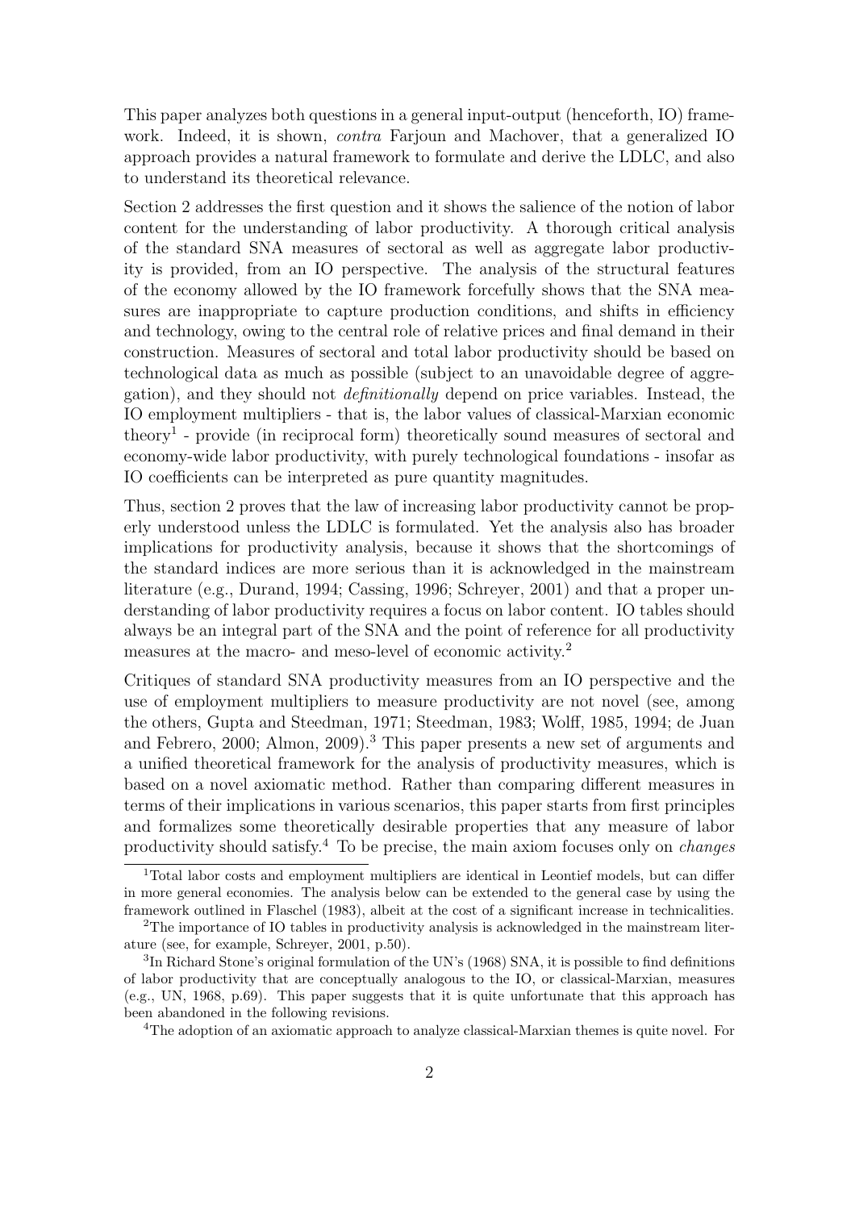This paper analyzes both questions in a general input-output (henceforth, IO) framework. Indeed, it is shown, *contra* Farjoun and Machover, that a generalized IO approach provides a natural framework to formulate and derive the LDLC, and also to understand its theoretical relevance.

Section 2 addresses the first question and it shows the salience of the notion of labor content for the understanding of labor productivity. A thorough critical analysis of the standard SNA measures of sectoral as well as aggregate labor productivity is provided, from an IO perspective. The analysis of the structural features of the economy allowed by the IO framework forcefully shows that the SNA measures are inappropriate to capture production conditions, and shifts in efficiency and technology, owing to the central role of relative prices and final demand in their construction. Measures of sectoral and total labor productivity should be based on technological data as much as possible (subject to an unavoidable degree of aggregation), and they should not *definitionally* depend on price variables. Instead, the IO employment multipliers - that is, the labor values of classical-Marxian economic theory[1] - provide (in reciprocal form) theoretically sound measures of sectoral and economy-wide labor productivity, with purely technological foundations - insofar as IO coefficients can be interpreted as pure quantity magnitudes.

Thus, section 2 proves that the law of increasing labor productivity cannot be properly understood unless the LDLC is formulated. Yet the analysis also has broader implications for productivity analysis, because it shows that the shortcomings of the standard indices are more serious than it is acknowledged in the mainstream literature (e.g., Durand, 1994; Cassing, 1996; Schreyer, 2001) and that a proper understanding of labor productivity requires a focus on labor content. IO tables should always be an integral part of the SNA and the point of reference for all productivity measures at the macro- and meso-level of economic activity.[2]

Critiques of standard SNA productivity measures from an IO perspective and the use of employment multipliers to measure productivity are not novel (see, among the others, Gupta and Steedman, 1971; Steedman, 1983; Wolff, 1985, 1994; de Juan and Febrero, 2000; Almon, 2009).[3] This paper presents a new set of arguments and a unified theoretical framework for the analysis of productivity measures, which is based on a novel axiomatic method. Rather than comparing different measures in terms of their implications in various scenarios, this paper starts from first principles and formalizes some theoretically desirable properties that any measure of labor productivity should satisfy.[4] To be precise, the main axiom focuses only on *changes*

[1] Total labor costs and employment multipliers are identical in Leontief models, but can differ in more general economies. The analysis below can be extended to the general case by using the framework outlined in Flaschel (1983), albeit at the cost of a significant increase in technicalities.

[2] The importance of IO tables in productivity analysis is acknowledged in the mainstream literature (see, for example, Schreyer, 2001, p.50).

[3] In Richard Stone's original formulation of the UN's (1968) SNA, it is possible to find definitions of labor productivity that are conceptually analogous to the IO, or classical-Marxian, measures (e.g., UN, 1968, p.69). This paper suggests that it is quite unfortunate that this approach has been abandoned in the following revisions.

[4] The adoption of an axiomatic approach to analyze classical-Marxian themes is quite novel. For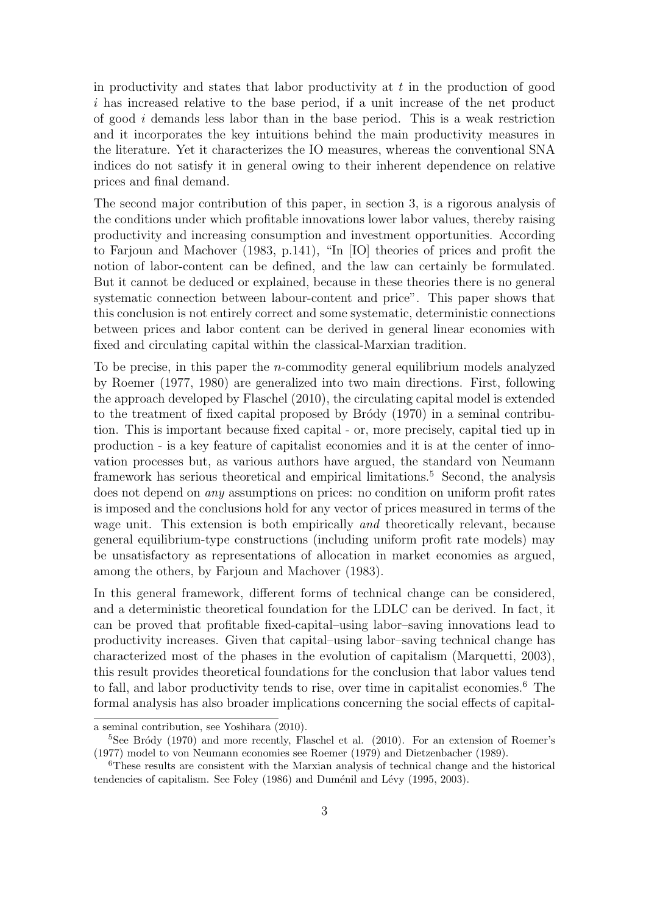in productivity and states that labor productivity at $t$ in the production of good $i$ has increased relative to the base period, if a unit increase of the net product of good $i$ demands less labor than in the base period. This is a weak restriction and it incorporates the key intuitions behind the main productivity measures in the literature. Yet it characterizes the IO measures, whereas the conventional SNA indices do not satisfy it in general owing to their inherent dependence on relative prices and final demand.

The second major contribution of this paper, in section 3, is a rigorous analysis of the conditions under which profitable innovations lower labor values, thereby raising productivity and increasing consumption and investment opportunities. According to Farjoun and Machover (1983, p.141), "In [IO] theories of prices and profit the notion of labor-content can be defined, and the law can certainly be formulated. But it cannot be deduced or explained, because in these theories there is no general systematic connection between labour-content and price". This paper shows that this conclusion is not entirely correct and some systematic, deterministic connections between prices and labor content can be derived in general linear economies with fixed and circulating capital within the classical-Marxian tradition.

To be precise, in this paper the $n$-commodity general equilibrium models analyzed by Roemer (1977, 1980) are generalized into two main directions. First, following the approach developed by Flaschel (2010), the circulating capital model is extended to the treatment of fixed capital proposed by Bródy (1970) in a seminal contribution. This is important because fixed capital - or, more precisely, capital tied up in production - is a key feature of capitalist economies and it is at the center of innovation processes but, as various authors have argued, the standard von Neumann framework has serious theoretical and empirical limitations.[5] Second, the analysis does not depend on *any* assumptions on prices: no condition on uniform profit rates is imposed and the conclusions hold for any vector of prices measured in terms of the wage unit. This extension is both empirically *and* theoretically relevant, because general equilibrium-type constructions (including uniform profit rate models) may be unsatisfactory as representations of allocation in market economies as argued, among the others, by Farjoun and Machover (1983).

In this general framework, different forms of technical change can be considered, and a deterministic theoretical foundation for the LDLC can be derived. In fact, it can be proved that profitable fixed-capital–using labor–saving innovations lead to productivity increases. Given that capital–using labor–saving technical change has characterized most of the phases in the evolution of capitalism (Marquetti, 2003), this result provides theoretical foundations for the conclusion that labor values tend to fall, and labor productivity tends to rise, over time in capitalist economies.[6] The formal analysis has also broader implications concerning the social effects of capital-

---

a seminal contribution, see Yoshihara (2010).

[5] See Bródy (1970) and more recently, Flaschel et al. (2010). For an extension of Roemer's (1977) model to von Neumann economies see Roemer (1979) and Dietzenbacher (1989).

[6] These results are consistent with the Marxian analysis of technical change and the historical tendencies of capitalism. See Foley (1986) and Duménil and Lévy (1995, 2003).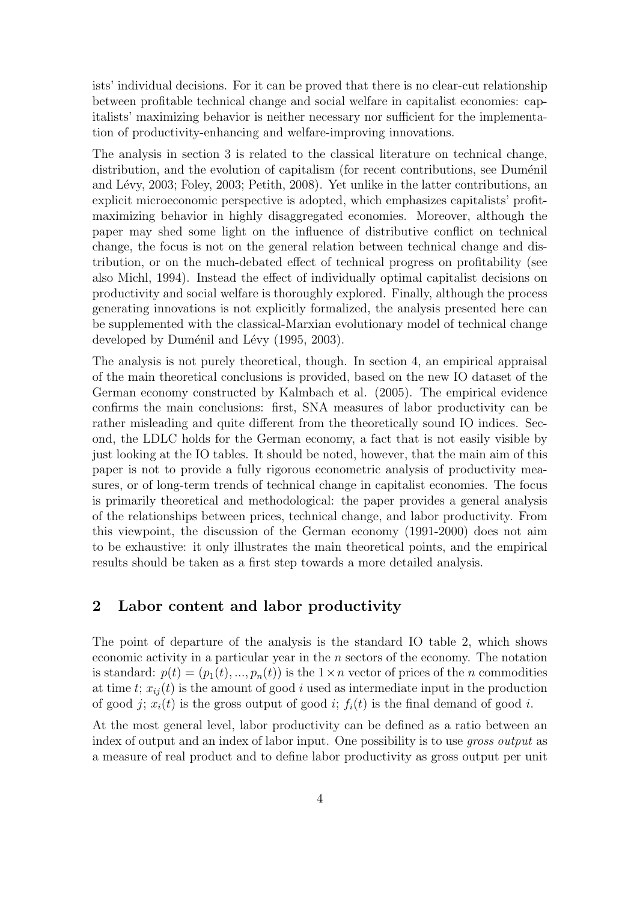ists' individual decisions. For it can be proved that there is no clear-cut relationship between profitable technical change and social welfare in capitalist economies: capitalists' maximizing behavior is neither necessary nor sufficient for the implementation of productivity-enhancing and welfare-improving innovations.

The analysis in section 3 is related to the classical literature on technical change, distribution, and the evolution of capitalism (for recent contributions, see Duménil and Lévy, 2003; Foley, 2003; Petith, 2008). Yet unlike in the latter contributions, an explicit microeconomic perspective is adopted, which emphasizes capitalists' profit-maximizing behavior in highly disaggregated economies. Moreover, although the paper may shed some light on the influence of distributive conflict on technical change, the focus is not on the general relation between technical change and distribution, or on the much-debated effect of technical progress on profitability (see also Michl, 1994). Instead the effect of individually optimal capitalist decisions on productivity and social welfare is thoroughly explored. Finally, although the process generating innovations is not explicitly formalized, the analysis presented here can be supplemented with the classical-Marxian evolutionary model of technical change developed by Duménil and Lévy (1995, 2003).

The analysis is not purely theoretical, though. In section 4, an empirical appraisal of the main theoretical conclusions is provided, based on the new IO dataset of the German economy constructed by Kalmbach et al. (2005). The empirical evidence confirms the main conclusions: first, SNA measures of labor productivity can be rather misleading and quite different from the theoretically sound IO indices. Second, the LDLC holds for the German economy, a fact that is not easily visible by just looking at the IO tables. It should be noted, however, that the main aim of this paper is not to provide a fully rigorous econometric analysis of productivity measures, or of long-term trends of technical change in capitalist economies. The focus is primarily theoretical and methodological: the paper provides a general analysis of the relationships between prices, technical change, and labor productivity. From this viewpoint, the discussion of the German economy (1991-2000) does not aim to be exhaustive: it only illustrates the main theoretical points, and the empirical results should be taken as a first step towards a more detailed analysis.

## 2 Labor content and labor productivity

The point of departure of the analysis is the standard IO table 2, which shows economic activity in a particular year in the $n$ sectors of the economy. The notation is standard: $p(t) = (p_1(t), ..., p_n(t))$ is the $1 \times n$ vector of prices of the $n$ commodities at time $t$; $x_{ij}(t)$ is the amount of good $i$ used as intermediate input in the production of good $j$; $x_i(t)$ is the gross output of good $i$; $f_i(t)$ is the final demand of good $i$.

At the most general level, labor productivity can be defined as a ratio between an index of output and an index of labor input. One possibility is to use *gross output* as a measure of real product and to define labor productivity as gross output per unit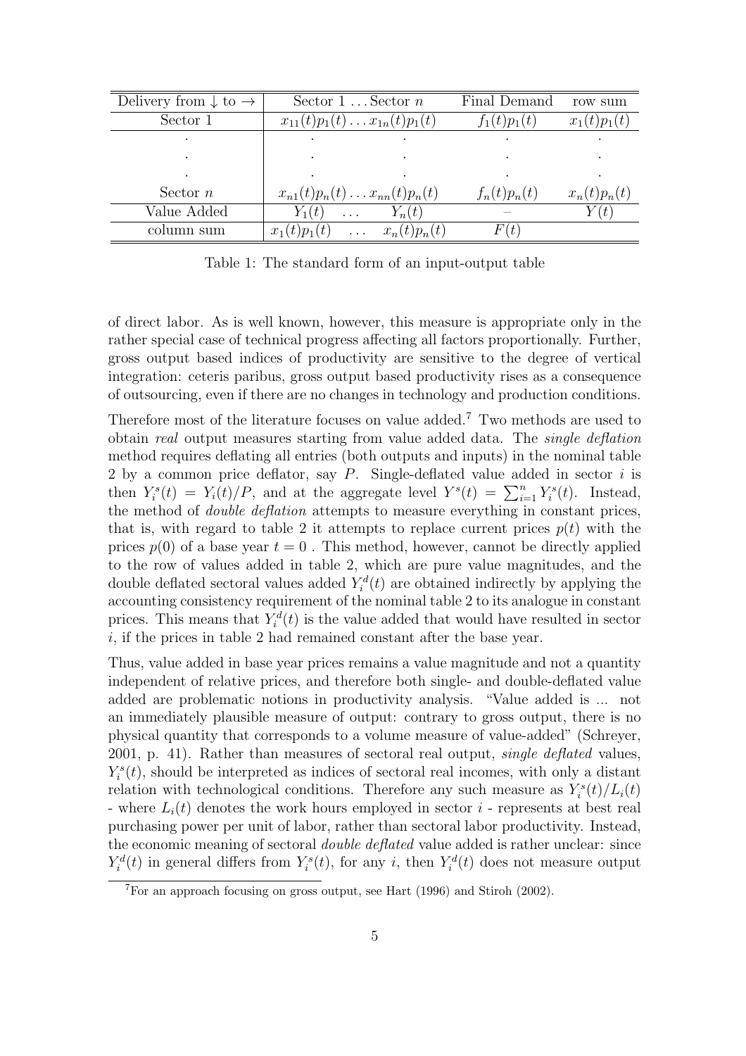| Delivery from ↓ to → | Sector 1 … Sector $n$ | Final Demand | row sum |
|---|---|---|---|
| Sector 1 | $x_{11}(t)p_1(t) \ldots x_{1n}(t)p_1(t)$ | $f_1(t)p_1(t)$ | $x_1(t)p_1(t)$ |
| . | . . | . | . |
| . | . . | . | . |
| . | . . | . | . |
| Sector $n$ | $x_{n1}(t)p_n(t) \ldots x_{nn}(t)p_n(t)$ | $f_n(t)p_n(t)$ | $x_n(t)p_n(t)$ |
| Value Added | $Y_1(t) \quad \ldots \quad Y_n(t)$ | – | $Y(t)$ |
| column sum | $x_1(t)p_1(t) \quad \ldots \quad x_n(t)p_n(t)$ | $F(t)$ | |

Table 1: The standard form of an input-output table

of direct labor. As is well known, however, this measure is appropriate only in the rather special case of technical progress affecting all factors proportionally. Further, gross output based indices of productivity are sensitive to the degree of vertical integration: ceteris paribus, gross output based productivity rises as a consequence of outsourcing, even if there are no changes in technology and production conditions.

Therefore most of the literature focuses on value added.[7] Two methods are used to obtain *real* output measures starting from value added data. The *single deflation* method requires deflating all entries (both outputs and inputs) in the nominal table 2 by a common price deflator, say $P$. Single-deflated value added in sector $i$ is then $Y_i^s(t) = Y_i(t)/P$, and at the aggregate level $Y^s(t) = \sum_{i=1}^{n} Y_i^s(t)$. Instead, the method of *double deflation* attempts to measure everything in constant prices, that is, with regard to table 2 it attempts to replace current prices $p(t)$ with the prices $p(0)$ of a base year $t = 0$ . This method, however, cannot be directly applied to the row of values added in table 2, which are pure value magnitudes, and the double deflated sectoral values added $Y_i^d(t)$ are obtained indirectly by applying the accounting consistency requirement of the nominal table 2 to its analogue in constant prices. This means that $Y_i^d(t)$ is the value added that would have resulted in sector $i$, if the prices in table 2 had remained constant after the base year.

Thus, value added in base year prices remains a value magnitude and not a quantity independent of relative prices, and therefore both single- and double-deflated value added are problematic notions in productivity analysis. "Value added is ... not an immediately plausible measure of output: contrary to gross output, there is no physical quantity that corresponds to a volume measure of value-added" (Schreyer, 2001, p. 41). Rather than measures of sectoral real output, *single deflated* values, $Y_i^s(t)$, should be interpreted as indices of sectoral real incomes, with only a distant relation with technological conditions. Therefore any such measure as $Y_i^s(t)/L_i(t)$ - where $L_i(t)$ denotes the work hours employed in sector $i$ - represents at best real purchasing power per unit of labor, rather than sectoral labor productivity. Instead, the economic meaning of sectoral *double deflated* value added is rather unclear: since $Y_i^d(t)$ in general differs from $Y_i^s(t)$, for any $i$, then $Y_i^d(t)$ does not measure output

[7] For an approach focusing on gross output, see Hart (1996) and Stiroh (2002).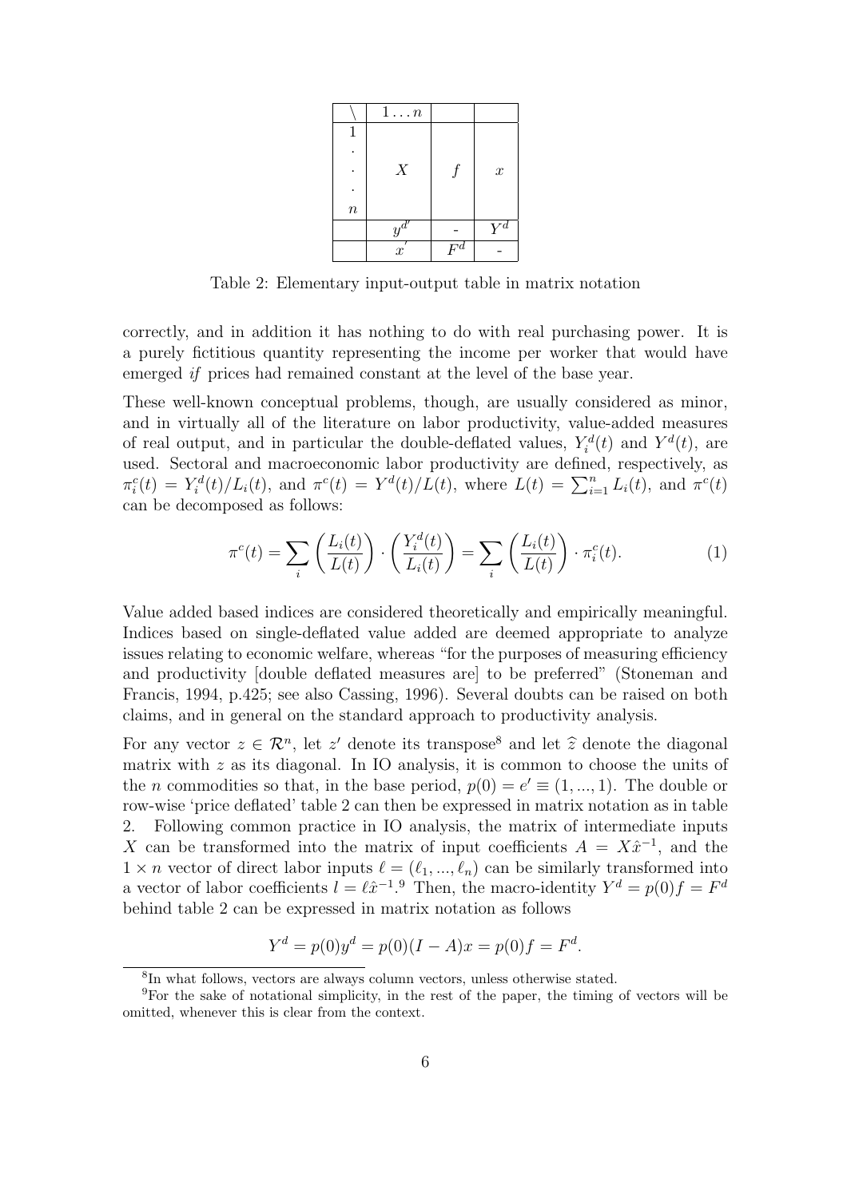| \ | $1 \ldots n$ | | |
|---|---|---|---|
| 1 . . . $n$ | $X$ | $f$ | $x$ |
| | $y^{d'}$ | - | $Y^d$ |
| | $x'$ | $F^d$ | - |

Table 2: Elementary input-output table in matrix notation

correctly, and in addition it has nothing to do with real purchasing power. It is a purely fictitious quantity representing the income per worker that would have emerged *if* prices had remained constant at the level of the base year.

These well-known conceptual problems, though, are usually considered as minor, and in virtually all of the literature on labor productivity, value-added measures of real output, and in particular the double-deflated values, $Y_i^d(t)$ and $Y^d(t)$, are used. Sectoral and macroeconomic labor productivity are defined, respectively, as $\pi_i^c(t) = Y_i^d(t)/L_i(t)$, and $\pi^c(t) = Y^d(t)/L(t)$, where $L(t) = \sum_{i=1}^n L_i(t)$, and $\pi^c(t)$ can be decomposed as follows:

$$\pi^c(t) = \sum_i \left(\frac{L_i(t)}{L(t)}\right) \cdot \left(\frac{Y_i^d(t)}{L_i(t)}\right) = \sum_i \left(\frac{L_i(t)}{L(t)}\right) \cdot \pi_i^c(t). \tag{1}$$

Value added based indices are considered theoretically and empirically meaningful. Indices based on single-deflated value added are deemed appropriate to analyze issues relating to economic welfare, whereas "for the purposes of measuring efficiency and productivity [double deflated measures are] to be preferred" (Stoneman and Francis, 1994, p.425; see also Cassing, 1996). Several doubts can be raised on both claims, and in general on the standard approach to productivity analysis.

For any vector $z \in \mathcal{R}^n$, let $z'$ denote its transpose[8] and let $\widehat{z}$ denote the diagonal matrix with $z$ as its diagonal. In IO analysis, it is common to choose the units of the $n$ commodities so that, in the base period, $p(0) = e' \equiv (1, ..., 1)$. The double or row-wise 'price deflated' table 2 can then be expressed in matrix notation as in table 2. Following common practice in IO analysis, the matrix of intermediate inputs $X$ can be transformed into the matrix of input coefficients $A = X\hat{x}^{-1}$, and the $1 \times n$ vector of direct labor inputs $\ell = (\ell_1, ..., \ell_n)$ can be similarly transformed into a vector of labor coefficients $l = \ell\hat{x}^{-1}$.[9] Then, the macro-identity $Y^d = p(0)f = F^d$ behind table 2 can be expressed in matrix notation as follows

$$Y^d = p(0)y^d = p(0)(I - A)x = p(0)f = F^d.$$

[8] In what follows, vectors are always column vectors, unless otherwise stated.

[9] For the sake of notational simplicity, in the rest of the paper, the timing of vectors will be omitted, whenever this is clear from the context.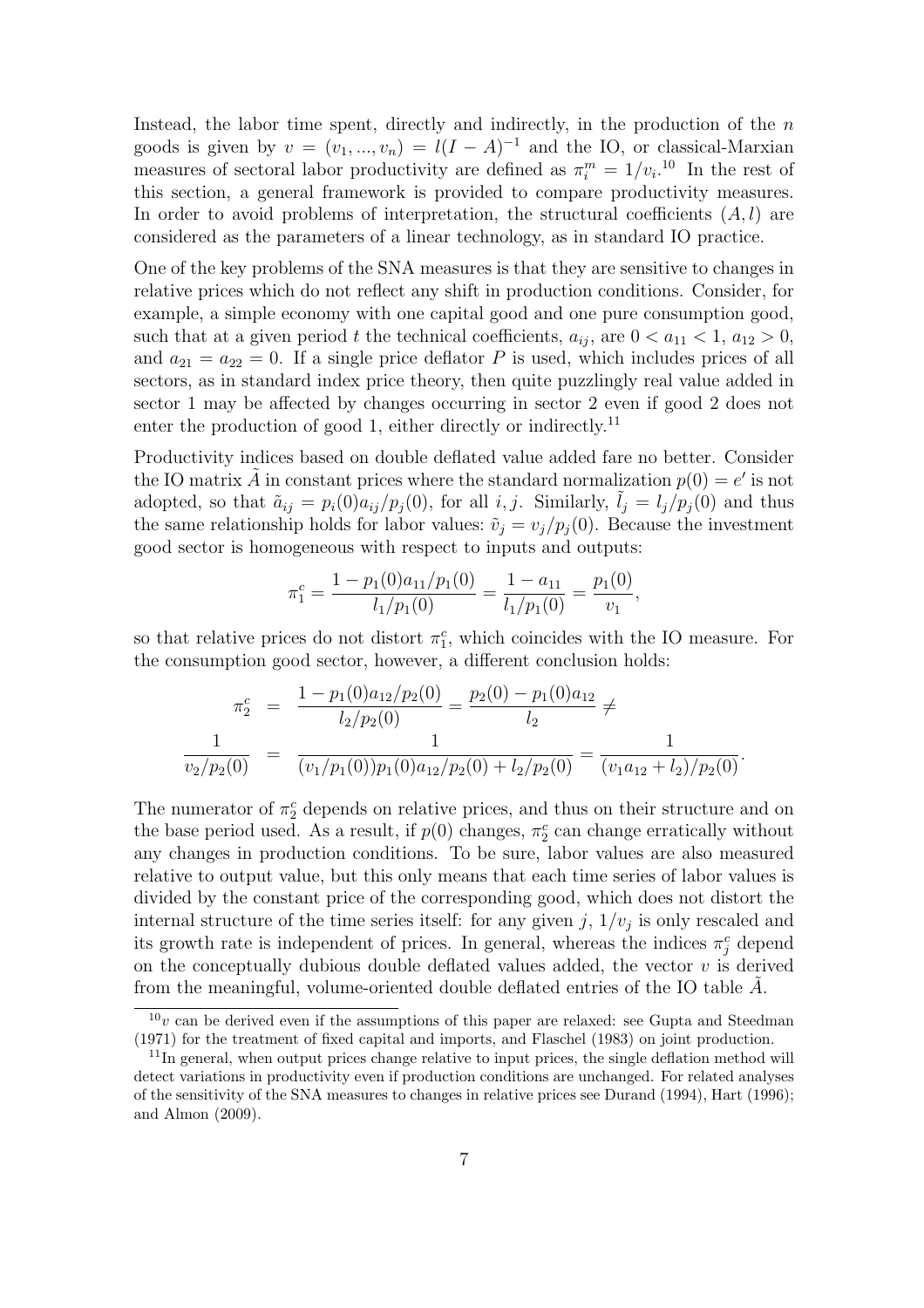Instead, the labor time spent, directly and indirectly, in the production of the $n$ goods is given by $v = (v_1, ..., v_n) = l(I - A)^{-1}$ and the IO, or classical-Marxian measures of sectoral labor productivity are defined as $\pi_i^m = 1/v_i$.[10] In the rest of this section, a general framework is provided to compare productivity measures. In order to avoid problems of interpretation, the structural coefficients $(A, l)$ are considered as the parameters of a linear technology, as in standard IO practice.

One of the key problems of the SNA measures is that they are sensitive to changes in relative prices which do not reflect any shift in production conditions. Consider, for example, a simple economy with one capital good and one pure consumption good, such that at a given period $t$ the technical coefficients, $a_{ij}$, are $0 < a_{11} < 1$, $a_{12} > 0$, and $a_{21} = a_{22} = 0$. If a single price deflator $P$ is used, which includes prices of all sectors, as in standard index price theory, then quite puzzlingly real value added in sector 1 may be affected by changes occurring in sector 2 even if good 2 does not enter the production of good 1, either directly or indirectly.[11]

Productivity indices based on double deflated value added fare no better. Consider the IO matrix $\tilde{A}$ in constant prices where the standard normalization $p(0) = e'$ is not adopted, so that $\tilde{a}_{ij} = p_i(0)a_{ij}/p_j(0)$, for all $i, j$. Similarly, $\tilde{l}_j = l_j/p_j(0)$ and thus the same relationship holds for labor values: $\tilde{v}_j = v_j/p_j(0)$. Because the investment good sector is homogeneous with respect to inputs and outputs:

$$\pi_1^c = \frac{1 - p_1(0)a_{11}/p_1(0)}{l_1/p_1(0)} = \frac{1 - a_{11}}{l_1/p_1(0)} = \frac{p_1(0)}{v_1},$$

so that relative prices do not distort $\pi_1^c$, which coincides with the IO measure. For the consumption good sector, however, a different conclusion holds:

$$\begin{aligned} \pi_2^c &= \frac{1 - p_1(0)a_{12}/p_2(0)}{l_2/p_2(0)} = \frac{p_2(0) - p_1(0)a_{12}}{l_2} \neq \\ \frac{1}{v_2/p_2(0)} &= \frac{1}{(v_1/p_1(0))p_1(0)a_{12}/p_2(0) + l_2/p_2(0)} = \frac{1}{(v_1a_{12} + l_2)/p_2(0)}. \end{aligned}$$

The numerator of $\pi_2^c$ depends on relative prices, and thus on their structure and on the base period used. As a result, if $p(0)$ changes, $\pi_2^c$ can change erratically without any changes in production conditions. To be sure, labor values are also measured relative to output value, but this only means that each time series of labor values is divided by the constant price of the corresponding good, which does not distort the internal structure of the time series itself: for any given $j$, $1/v_j$ is only rescaled and its growth rate is independent of prices. In general, whereas the indices $\pi_j^c$ depend on the conceptually dubious double deflated values added, the vector $v$ is derived from the meaningful, volume-oriented double deflated entries of the IO table $\tilde{A}$.

[10] $v$ can be derived even if the assumptions of this paper are relaxed: see Gupta and Steedman (1971) for the treatment of fixed capital and imports, and Flaschel (1983) on joint production.

[11] In general, when output prices change relative to input prices, the single deflation method will detect variations in productivity even if production conditions are unchanged. For related analyses of the sensitivity of the SNA measures to changes in relative prices see Durand (1994), Hart (1996); and Almon (2009).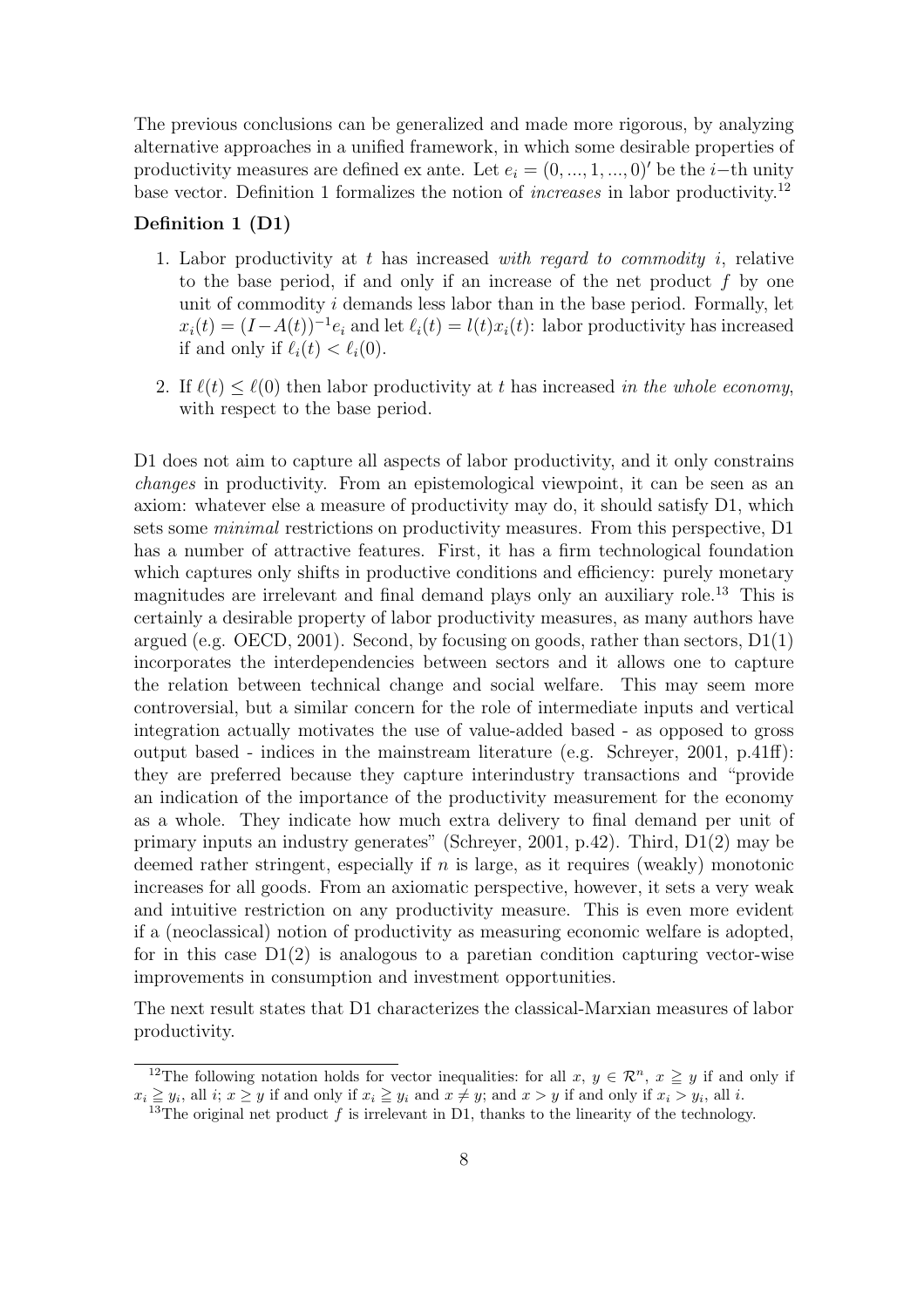The previous conclusions can be generalized and made more rigorous, by analyzing alternative approaches in a unified framework, in which some desirable properties of productivity measures are defined ex ante. Let $e_i = (0, ..., 1, ..., 0)'$ be the $i-$th unity base vector. Definition 1 formalizes the notion of *increases* in labor productivity.[12]

**Definition 1 (D1)**

1. Labor productivity at $t$ has increased *with regard to commodity $i$*, relative to the base period, if and only if an increase of the net product $f$ by one unit of commodity $i$ demands less labor than in the base period. Formally, let $x_i(t) = (I - A(t))^{-1} e_i$ and let $\ell_i(t) = l(t)x_i(t)$: labor productivity has increased if and only if $\ell_i(t) < \ell_i(0)$.

2. If $\ell(t) \leq \ell(0)$ then labor productivity at $t$ has increased *in the whole economy*, with respect to the base period.

D1 does not aim to capture all aspects of labor productivity, and it only constrains *changes* in productivity. From an epistemological viewpoint, it can be seen as an axiom: whatever else a measure of productivity may do, it should satisfy D1, which sets some *minimal* restrictions on productivity measures. From this perspective, D1 has a number of attractive features. First, it has a firm technological foundation which captures only shifts in productive conditions and efficiency: purely monetary magnitudes are irrelevant and final demand plays only an auxiliary role.[13] This is certainly a desirable property of labor productivity measures, as many authors have argued (e.g. OECD, 2001). Second, by focusing on goods, rather than sectors, D1(1) incorporates the interdependencies between sectors and it allows one to capture the relation between technical change and social welfare. This may seem more controversial, but a similar concern for the role of intermediate inputs and vertical integration actually motivates the use of value-added based - as opposed to gross output based - indices in the mainstream literature (e.g. Schreyer, 2001, p.41ff): they are preferred because they capture interindustry transactions and "provide an indication of the importance of the productivity measurement for the economy as a whole. They indicate how much extra delivery to final demand per unit of primary inputs an industry generates" (Schreyer, 2001, p.42). Third, D1(2) may be deemed rather stringent, especially if $n$ is large, as it requires (weakly) monotonic increases for all goods. From an axiomatic perspective, however, it sets a very weak and intuitive restriction on any productivity measure. This is even more evident if a (neoclassical) notion of productivity as measuring economic welfare is adopted, for in this case D1(2) is analogous to a paretian condition capturing vector-wise improvements in consumption and investment opportunities.

The next result states that D1 characterizes the classical-Marxian measures of labor productivity.

---

[12] The following notation holds for vector inequalities: for all $x, y \in \mathcal{R}^n$, $x \geqq y$ if and only if $x_i \geqq y_i$, all $i$; $x \geq y$ if and only if $x_i \geqq y_i$ and $x \neq y$; and $x > y$ if and only if $x_i > y_i$, all $i$.

[13] The original net product $f$ is irrelevant in D1, thanks to the linearity of the technology.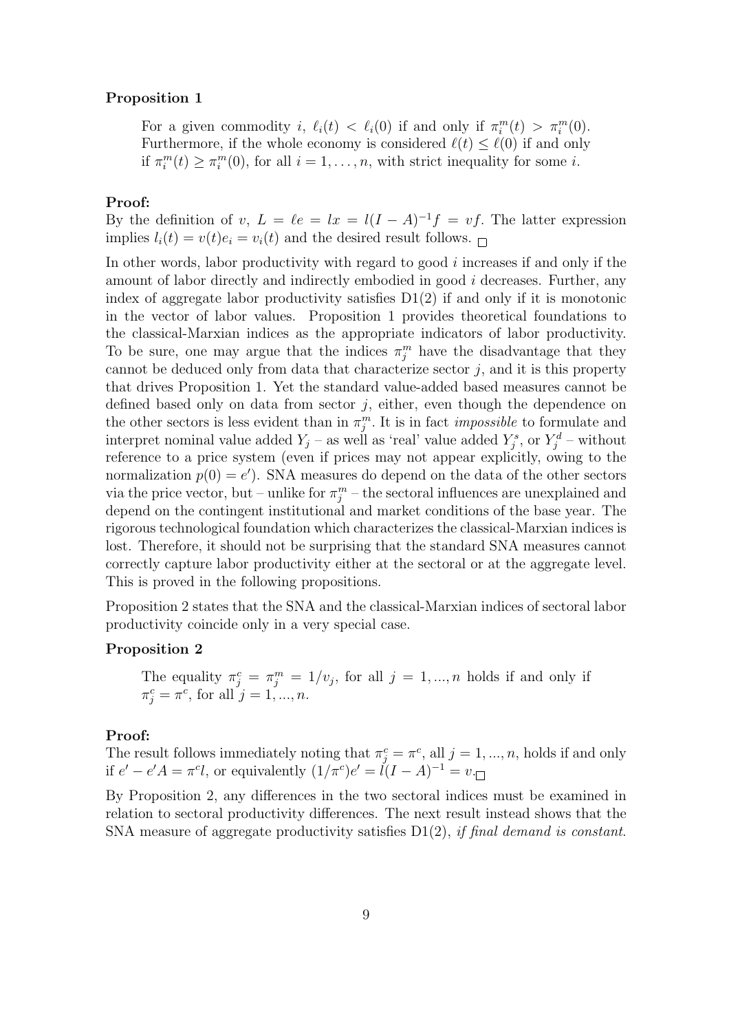**Proposition 1**

> For a given commodity $i$, $\ell_i(t) < \ell_i(0)$ if and only if $\pi_i^m(t) > \pi_i^m(0)$. Furthermore, if the whole economy is considered $\ell(t) \leq \ell(0)$ if and only if $\pi_i^m(t) \geq \pi_i^m(0)$, for all $i = 1, \ldots, n$, with strict inequality for some $i$.

**Proof:**
By the definition of $v$, $L = \ell e = lx = l(I-A)^{-1}f = vf$. The latter expression implies $l_i(t) = v(t)e_i = v_i(t)$ and the desired result follows. $\square$

In other words, labor productivity with regard to good $i$ increases if and only if the amount of labor directly and indirectly embodied in good $i$ decreases. Further, any index of aggregate labor productivity satisfies D1(2) if and only if it is monotonic in the vector of labor values. Proposition 1 provides theoretical foundations to the classical-Marxian indices as the appropriate indicators of labor productivity. To be sure, one may argue that the indices $\pi_j^m$ have the disadvantage that they cannot be deduced only from data that characterize sector $j$, and it is this property that drives Proposition 1. Yet the standard value-added based measures cannot be defined based only on data from sector $j$, either, even though the dependence on the other sectors is less evident than in $\pi_j^m$. It is in fact *impossible* to formulate and interpret nominal value added $Y_j$ – as well as 'real' value added $Y_j^s$, or $Y_j^d$ – without reference to a price system (even if prices may not appear explicitly, owing to the normalization $p(0) = e'$). SNA measures do depend on the data of the other sectors via the price vector, but – unlike for $\pi_j^m$ – the sectoral influences are unexplained and depend on the contingent institutional and market conditions of the base year. The rigorous technological foundation which characterizes the classical-Marxian indices is lost. Therefore, it should not be surprising that the standard SNA measures cannot correctly capture labor productivity either at the sectoral or at the aggregate level. This is proved in the following propositions.

Proposition 2 states that the SNA and the classical-Marxian indices of sectoral labor productivity coincide only in a very special case.

**Proposition 2**

> The equality $\pi_j^c = \pi_j^m = 1/v_j$, for all $j = 1, ..., n$ holds if and only if $\pi_j^c = \pi^c$, for all $j = 1, ..., n$.

**Proof:**
The result follows immediately noting that $\pi_j^c = \pi^c$, all $j = 1, ..., n$, holds if and only if $e' - e'A = \pi^c l$, or equivalently $(1/\pi^c)e' = l(I-A)^{-1} = v$. $\square$

By Proposition 2, any differences in the two sectoral indices must be examined in relation to sectoral productivity differences. The next result instead shows that the SNA measure of aggregate productivity satisfies D1(2), *if final demand is constant*.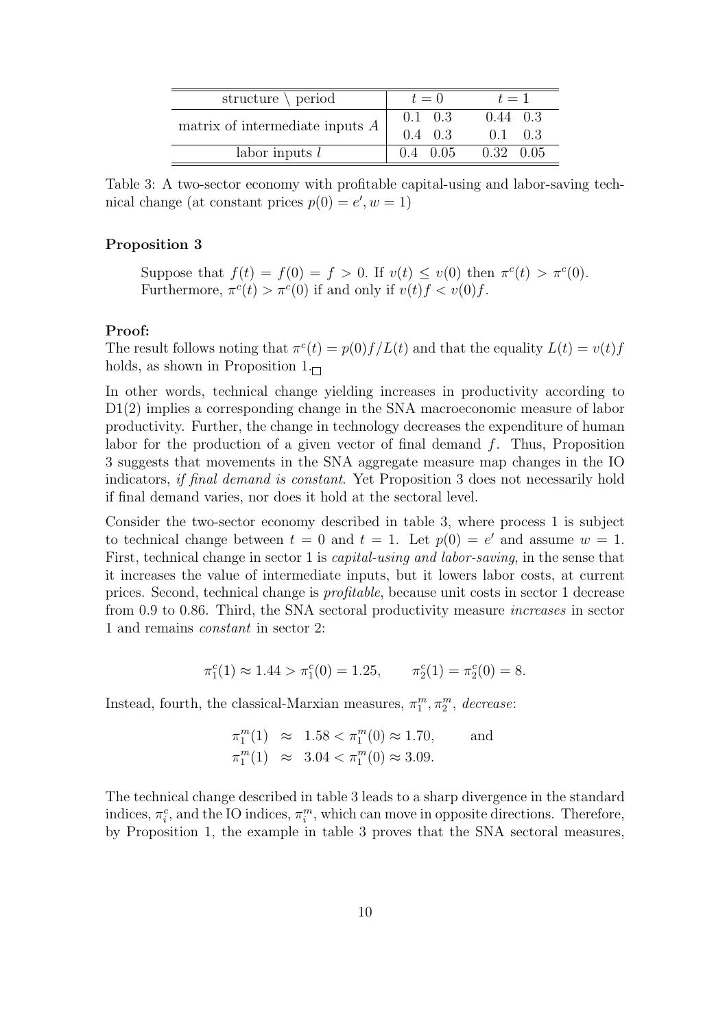| structure \ period | $t = 0$ | $t = 1$ |
|---|---|---|
| matrix of intermediate inputs $A$ | 0.1 0.3 | 0.44 0.3 |
| | 0.4 0.3 | 0.1 0.3 |
| labor inputs $l$ | 0.4 0.05 | 0.32 0.05 |

Table 3: A two-sector economy with profitable capital-using and labor-saving technical change (at constant prices $p(0) = e', w = 1$)

**Proposition 3**

> Suppose that $f(t) = f(0) = f > 0$. If $v(t) \leq v(0)$ then $\pi^c(t) > \pi^c(0)$. Furthermore, $\pi^c(t) > \pi^c(0)$ if and only if $v(t)f < v(0)f$.

**Proof:**
The result follows noting that $\pi^c(t) = p(0)f/L(t)$ and that the equality $L(t) = v(t)f$ holds, as shown in Proposition 1.□

In other words, technical change yielding increases in productivity according to D1(2) implies a corresponding change in the SNA macroeconomic measure of labor productivity. Further, the change in technology decreases the expenditure of human labor for the production of a given vector of final demand $f$. Thus, Proposition 3 suggests that movements in the SNA aggregate measure map changes in the IO indicators, *if final demand is constant*. Yet Proposition 3 does not necessarily hold if final demand varies, nor does it hold at the sectoral level.

Consider the two-sector economy described in table 3, where process 1 is subject to technical change between $t = 0$ and $t = 1$. Let $p(0) = e'$ and assume $w = 1$. First, technical change in sector 1 is *capital-using and labor-saving*, in the sense that it increases the value of intermediate inputs, but it lowers labor costs, at current prices. Second, technical change is *profitable*, because unit costs in sector 1 decrease from 0.9 to 0.86. Third, the SNA sectoral productivity measure *increases* in sector 1 and remains *constant* in sector 2:

$$\pi_1^c(1) \approx 1.44 > \pi_1^c(0) = 1.25, \qquad \pi_2^c(1) = \pi_2^c(0) = 8.$$

Instead, fourth, the classical-Marxian measures, $\pi_1^m, \pi_2^m$, *decrease*:

$$\begin{aligned} \pi_1^m(1) &\approx 1.58 < \pi_1^m(0) \approx 1.70, \qquad \text{and} \\ \pi_1^m(1) &\approx 3.04 < \pi_1^m(0) \approx 3.09. \end{aligned}$$

The technical change described in table 3 leads to a sharp divergence in the standard indices, $\pi_i^c$, and the IO indices, $\pi_i^m$, which can move in opposite directions. Therefore, by Proposition 1, the example in table 3 proves that the SNA sectoral measures,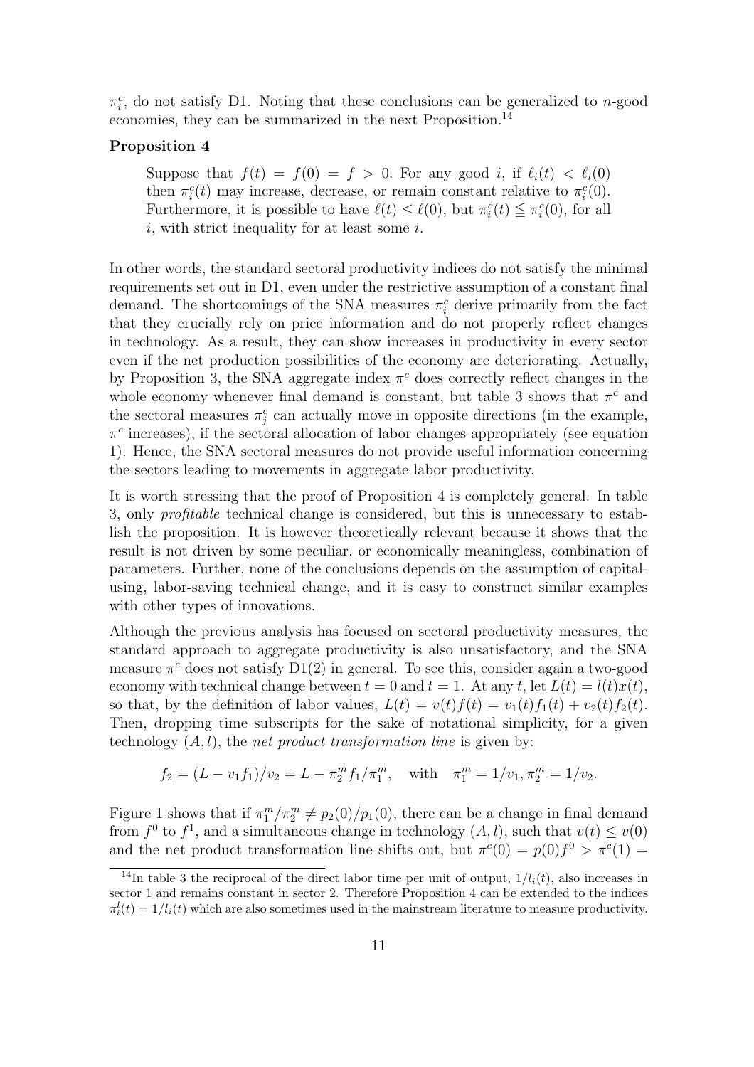$\pi_i^c$, do not satisfy D1. Noting that these conclusions can be generalized to $n$-good economies, they can be summarized in the next Proposition.[14]

**Proposition 4**

> Suppose that $f(t) = f(0) = f > 0$. For any good $i$, if $\ell_i(t) < \ell_i(0)$ then $\pi_i^c(t)$ may increase, decrease, or remain constant relative to $\pi_i^c(0)$. Furthermore, it is possible to have $\ell(t) \leq \ell(0)$, but $\pi_i^c(t) \leqq \pi_i^c(0)$, for all $i$, with strict inequality for at least some $i$.

In other words, the standard sectoral productivity indices do not satisfy the minimal requirements set out in D1, even under the restrictive assumption of a constant final demand. The shortcomings of the SNA measures $\pi_i^c$ derive primarily from the fact that they crucially rely on price information and do not properly reflect changes in technology. As a result, they can show increases in productivity in every sector even if the net production possibilities of the economy are deteriorating. Actually, by Proposition 3, the SNA aggregate index $\pi^c$ does correctly reflect changes in the whole economy whenever final demand is constant, but table 3 shows that $\pi^c$ and the sectoral measures $\pi_j^c$ can actually move in opposite directions (in the example, $\pi^c$ increases), if the sectoral allocation of labor changes appropriately (see equation 1). Hence, the SNA sectoral measures do not provide useful information concerning the sectors leading to movements in aggregate labor productivity.

It is worth stressing that the proof of Proposition 4 is completely general. In table 3, only *profitable* technical change is considered, but this is unnecessary to establish the proposition. It is however theoretically relevant because it shows that the result is not driven by some peculiar, or economically meaningless, combination of parameters. Further, none of the conclusions depends on the assumption of capital-using, labor-saving technical change, and it is easy to construct similar examples with other types of innovations.

Although the previous analysis has focused on sectoral productivity measures, the standard approach to aggregate productivity is also unsatisfactory, and the SNA measure $\pi^c$ does not satisfy D1(2) in general. To see this, consider again a two-good economy with technical change between $t = 0$ and $t = 1$. At any $t$, let $L(t) = l(t)x(t)$, so that, by the definition of labor values, $L(t) = v(t)f(t) = v_1(t)f_1(t) + v_2(t)f_2(t)$. Then, dropping time subscripts for the sake of notational simplicity, for a given technology $(A, l)$, the *net product transformation line* is given by:

$$f_2 = (L - v_1 f_1)/v_2 = L - \pi_2^m f_1/\pi_1^m, \quad \text{with} \quad \pi_1^m = 1/v_1, \pi_2^m = 1/v_2.$$

Figure 1 shows that if $\pi_1^m/\pi_2^m \neq p_2(0)/p_1(0)$, there can be a change in final demand from $f^0$ to $f^1$, and a simultaneous change in technology $(A, l)$, such that $v(t) \leq v(0)$ and the net product transformation line shifts out, but $\pi^c(0) = p(0)f^0 > \pi^c(1) =$

[14] In table 3 the reciprocal of the direct labor time per unit of output, $1/l_i(t)$, also increases in sector 1 and remains constant in sector 2. Therefore Proposition 4 can be extended to the indices $\pi_i^l(t) = 1/l_i(t)$ which are also sometimes used in the mainstream literature to measure productivity.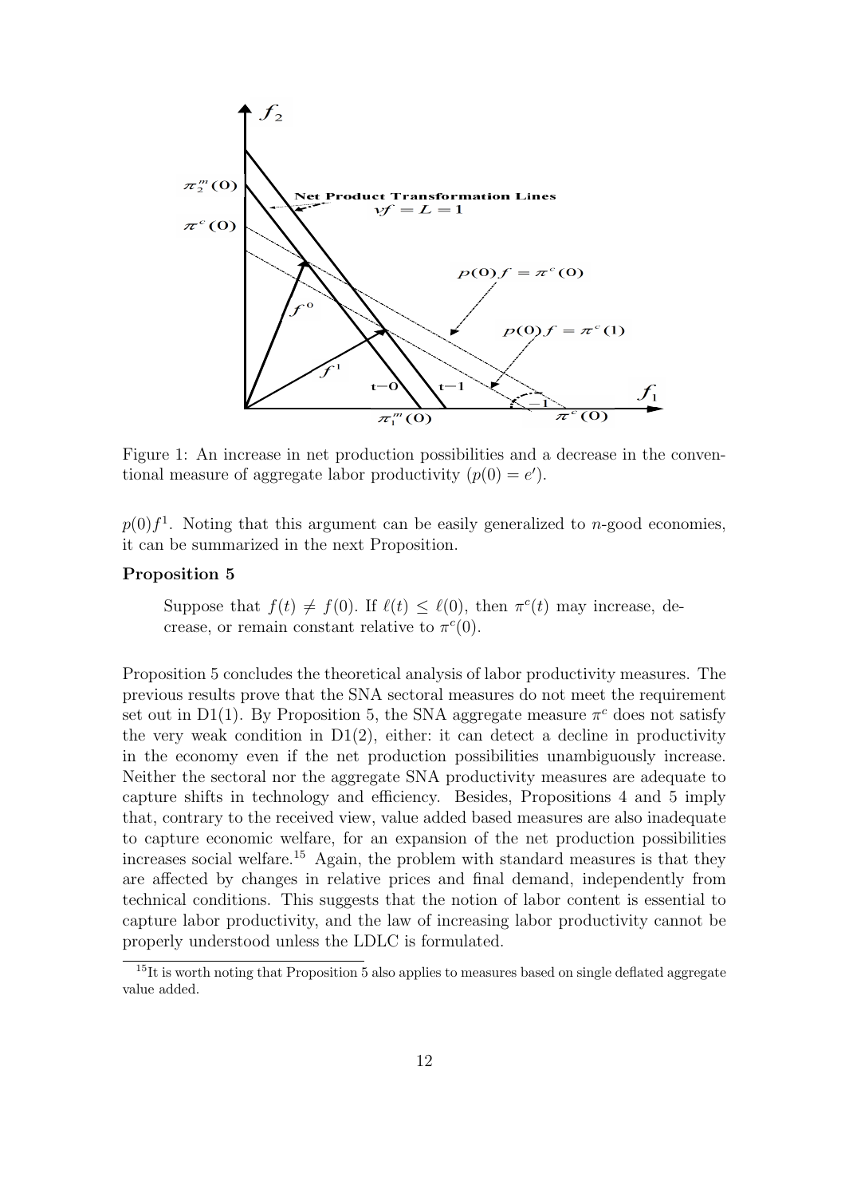Figure 1: An increase in net production possibilities and a decrease in the conventional measure of aggregate labor productivity ($p(0) = e'$).

$p(0)f^1$. Noting that this argument can be easily generalized to $n$-good economies, it can be summarized in the next Proposition.

**Proposition 5**

> Suppose that $f(t) \neq f(0)$. If $\ell(t) \leq \ell(0)$, then $\pi^c(t)$ may increase, decrease, or remain constant relative to $\pi^c(0)$.

Proposition 5 concludes the theoretical analysis of labor productivity measures. The previous results prove that the SNA sectoral measures do not meet the requirement set out in D1(1). By Proposition 5, the SNA aggregate measure $\pi^c$ does not satisfy the very weak condition in D1(2), either: it can detect a decline in productivity in the economy even if the net production possibilities unambiguously increase. Neither the sectoral nor the aggregate SNA productivity measures are adequate to capture shifts in technology and efficiency. Besides, Propositions 4 and 5 imply that, contrary to the received view, value added based measures are also inadequate to capture economic welfare, for an expansion of the net production possibilities increases social welfare.[15] Again, the problem with standard measures is that they are affected by changes in relative prices and final demand, independently from technical conditions. This suggests that the notion of labor content is essential to capture labor productivity, and the law of increasing labor productivity cannot be properly understood unless the LDLC is formulated.

[15] It is worth noting that Proposition 5 also applies to measures based on single deflated aggregate value added.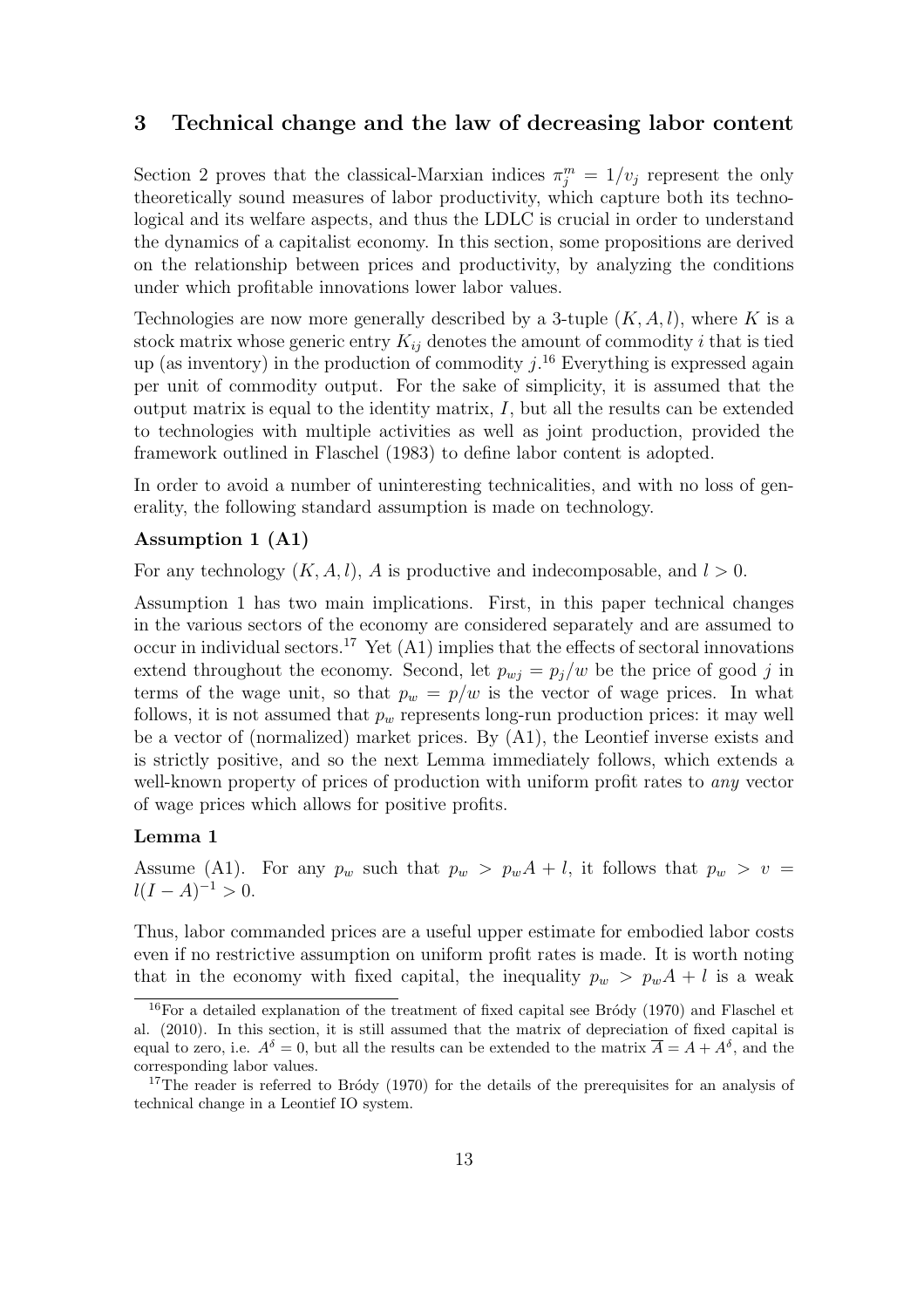## 3 Technical change and the law of decreasing labor content

Section 2 proves that the classical-Marxian indices $\pi_j^m = 1/v_j$ represent the only theoretically sound measures of labor productivity, which capture both its technological and its welfare aspects, and thus the LDLC is crucial in order to understand the dynamics of a capitalist economy. In this section, some propositions are derived on the relationship between prices and productivity, by analyzing the conditions under which profitable innovations lower labor values.

Technologies are now more generally described by a 3-tuple $(K, A, l)$, where $K$ is a stock matrix whose generic entry $K_{ij}$ denotes the amount of commodity $i$ that is tied up (as inventory) in the production of commodity $j$.[16] Everything is expressed again per unit of commodity output. For the sake of simplicity, it is assumed that the output matrix is equal to the identity matrix, $I$, but all the results can be extended to technologies with multiple activities as well as joint production, provided the framework outlined in Flaschel (1983) to define labor content is adopted.

In order to avoid a number of uninteresting technicalities, and with no loss of generality, the following standard assumption is made on technology.

**Assumption 1 (A1)**

For any technology $(K, A, l)$, $A$ is productive and indecomposable, and $l > 0$.

Assumption 1 has two main implications. First, in this paper technical changes in the various sectors of the economy are considered separately and are assumed to occur in individual sectors.[17] Yet (A1) implies that the effects of sectoral innovations extend throughout the economy. Second, let $p_{wj} = p_j/w$ be the price of good $j$ in terms of the wage unit, so that $p_w = p/w$ is the vector of wage prices. In what follows, it is not assumed that $p_w$ represents long-run production prices: it may well be a vector of (normalized) market prices. By (A1), the Leontief inverse exists and is strictly positive, and so the next Lemma immediately follows, which extends a well-known property of prices of production with uniform profit rates to *any* vector of wage prices which allows for positive profits.

**Lemma 1**

Assume (A1). For any $p_w$ such that $p_w > p_w A + l$, it follows that $p_w > v = l(I - A)^{-1} > 0$.

Thus, labor commanded prices are a useful upper estimate for embodied labor costs even if no restrictive assumption on uniform profit rates is made. It is worth noting that in the economy with fixed capital, the inequality $p_w > p_w A + l$ is a weak

[16] For a detailed explanation of the treatment of fixed capital see Bródy (1970) and Flaschel et al. (2010). In this section, it is still assumed that the matrix of depreciation of fixed capital is equal to zero, i.e. $A^\delta = 0$, but all the results can be extended to the matrix $\overline{A} = A + A^\delta$, and the corresponding labor values.

[17] The reader is referred to Bródy (1970) for the details of the prerequisites for an analysis of technical change in a Leontief IO system.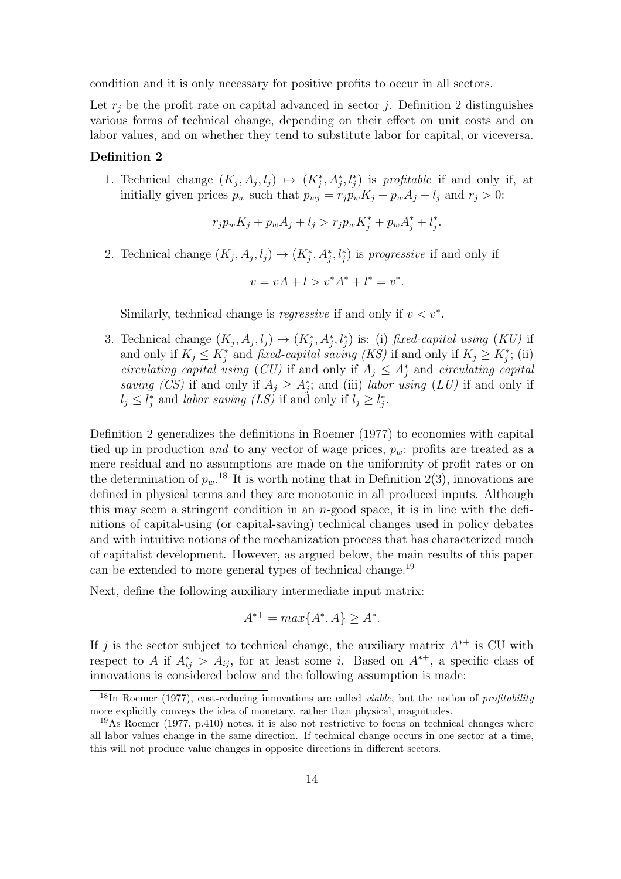condition and it is only necessary for positive profits to occur in all sectors.

Let $r_j$ be the profit rate on capital advanced in sector $j$. Definition 2 distinguishes various forms of technical change, depending on their effect on unit costs and on labor values, and on whether they tend to substitute labor for capital, or viceversa.

**Definition 2**

1. Technical change $(K_j, A_j, l_j) \mapsto (K_j^*, A_j^*, l_j^*)$ is *profitable* if and only if, at initially given prices $p_w$ such that $p_{wj} = r_j p_w K_j + p_w A_j + l_j$ and $r_j > 0$:

$$r_j p_w K_j + p_w A_j + l_j > r_j p_w K_j^* + p_w A_j^* + l_j^*.$$

2. Technical change $(K_j, A_j, l_j) \mapsto (K_j^*, A_j^*, l_j^*)$ is *progressive* if and only if

$$v = vA + l > v^* A^* + l^* = v^*.$$

   Similarly, technical change is *regressive* if and only if $v < v^*$.

3. Technical change $(K_j, A_j, l_j) \mapsto (K_j^*, A_j^*, l_j^*)$ is: (i) *fixed-capital using* (*KU*) if and only if $K_j \leq K_j^*$ and *fixed-capital saving (KS)* if and only if $K_j \geq K_j^*$; (ii) *circulating capital using* (*CU*) if and only if $A_j \leq A_j^*$ and *circulating capital saving (CS)* if and only if $A_j \geq A_j^*$; and (iii) *labor using* (*LU*) if and only if $l_j \leq l_j^*$ and *labor saving (LS)* if and only if $l_j \geq l_j^*$.

Definition 2 generalizes the definitions in Roemer (1977) to economies with capital tied up in production *and* to any vector of wage prices, $p_w$: profits are treated as a mere residual and no assumptions are made on the uniformity of profit rates or on the determination of $p_w$.[18] It is worth noting that in Definition 2(3), innovations are defined in physical terms and they are monotonic in all produced inputs. Although this may seem a stringent condition in an $n$-good space, it is in line with the definitions of capital-using (or capital-saving) technical changes used in policy debates and with intuitive notions of the mechanization process that has characterized much of capitalist development. However, as argued below, the main results of this paper can be extended to more general types of technical change.[19]

Next, define the following auxiliary intermediate input matrix:

$$A^{*+} = max\{A^*, A\} \geq A^*.$$

If $j$ is the sector subject to technical change, the auxiliary matrix $A^{*+}$ is CU with respect to $A$ if $A_{ij}^* > A_{ij}$, for at least some $i$. Based on $A^{*+}$, a specific class of innovations is considered below and the following assumption is made:

[18] In Roemer (1977), cost-reducing innovations are called *viable*, but the notion of *profitability* more explicitly conveys the idea of monetary, rather than physical, magnitudes.

[19] As Roemer (1977, p.410) notes, it is also not restrictive to focus on technical changes where all labor values change in the same direction. If technical change occurs in one sector at a time, this will not produce value changes in opposite directions in different sectors.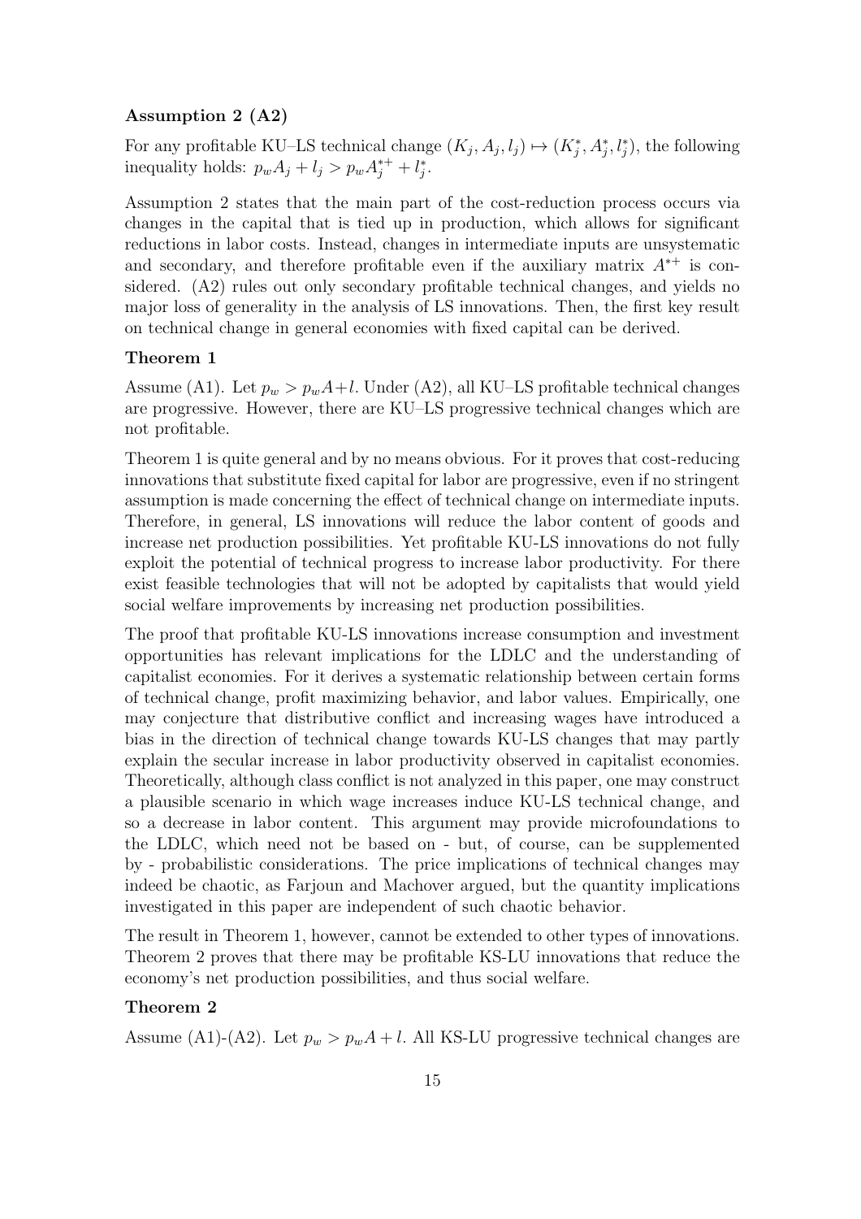**Assumption 2 (A2)**

For any profitable KU–LS technical change $(K_j, A_j, l_j) \mapsto (K_j^*, A_j^*, l_j^*)$, the following inequality holds: $p_w A_j + l_j > p_w A_j^{*+} + l_j^*$.

Assumption 2 states that the main part of the cost-reduction process occurs via changes in the capital that is tied up in production, which allows for significant reductions in labor costs. Instead, changes in intermediate inputs are unsystematic and secondary, and therefore profitable even if the auxiliary matrix $A^{*+}$ is considered. (A2) rules out only secondary profitable technical changes, and yields no major loss of generality in the analysis of LS innovations. Then, the first key result on technical change in general economies with fixed capital can be derived.

**Theorem 1**

Assume (A1). Let $p_w > p_w A + l$. Under (A2), all KU–LS profitable technical changes are progressive. However, there are KU–LS progressive technical changes which are not profitable.

Theorem 1 is quite general and by no means obvious. For it proves that cost-reducing innovations that substitute fixed capital for labor are progressive, even if no stringent assumption is made concerning the effect of technical change on intermediate inputs. Therefore, in general, LS innovations will reduce the labor content of goods and increase net production possibilities. Yet profitable KU-LS innovations do not fully exploit the potential of technical progress to increase labor productivity. For there exist feasible technologies that will not be adopted by capitalists that would yield social welfare improvements by increasing net production possibilities.

The proof that profitable KU-LS innovations increase consumption and investment opportunities has relevant implications for the LDLC and the understanding of capitalist economies. For it derives a systematic relationship between certain forms of technical change, profit maximizing behavior, and labor values. Empirically, one may conjecture that distributive conflict and increasing wages have introduced a bias in the direction of technical change towards KU-LS changes that may partly explain the secular increase in labor productivity observed in capitalist economies. Theoretically, although class conflict is not analyzed in this paper, one may construct a plausible scenario in which wage increases induce KU-LS technical change, and so a decrease in labor content. This argument may provide microfoundations to the LDLC, which need not be based on - but, of course, can be supplemented by - probabilistic considerations. The price implications of technical changes may indeed be chaotic, as Farjoun and Machover argued, but the quantity implications investigated in this paper are independent of such chaotic behavior.

The result in Theorem 1, however, cannot be extended to other types of innovations. Theorem 2 proves that there may be profitable KS-LU innovations that reduce the economy's net production possibilities, and thus social welfare.

**Theorem 2**

Assume (A1)-(A2). Let $p_w > p_w A + l$. All KS-LU progressive technical changes are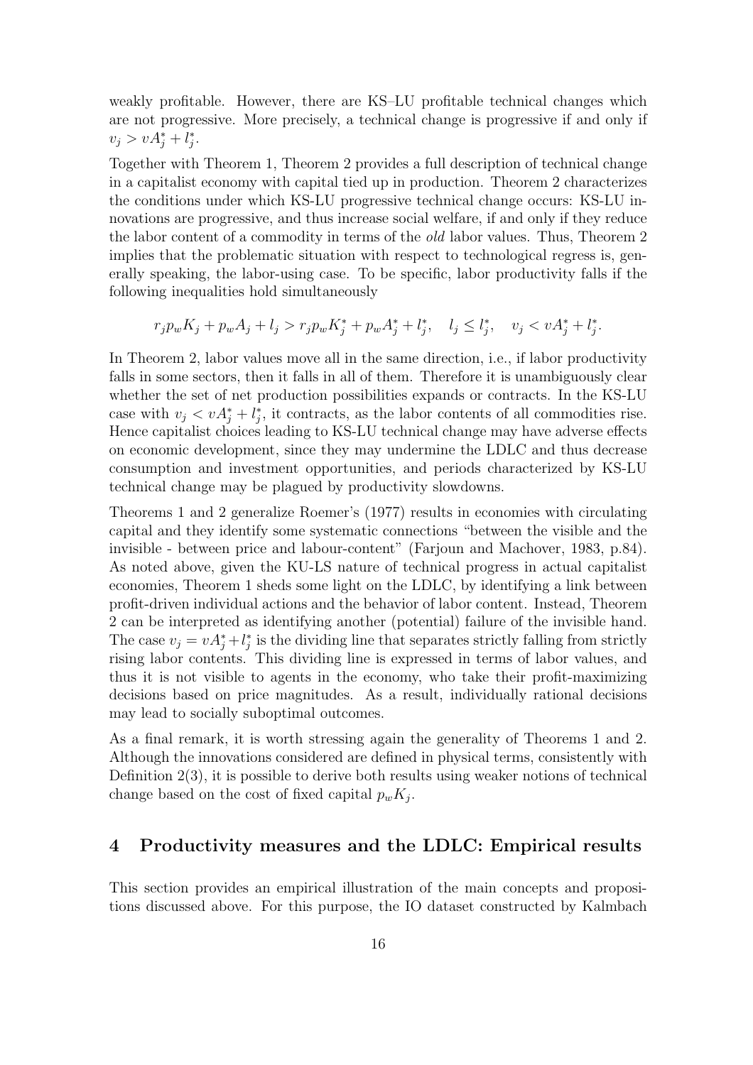weakly profitable. However, there are KS–LU profitable technical changes which are not progressive. More precisely, a technical change is progressive if and only if $v_j > vA_j^* + l_j^*$.

Together with Theorem 1, Theorem 2 provides a full description of technical change in a capitalist economy with capital tied up in production. Theorem 2 characterizes the conditions under which KS-LU progressive technical change occurs: KS-LU innovations are progressive, and thus increase social welfare, if and only if they reduce the labor content of a commodity in terms of the *old* labor values. Thus, Theorem 2 implies that the problematic situation with respect to technological regress is, generally speaking, the labor-using case. To be specific, labor productivity falls if the following inequalities hold simultaneously

$$r_j p_w K_j + p_w A_j + l_j > r_j p_w K_j^* + p_w A_j^* + l_j^*, \quad l_j \leq l_j^*, \quad v_j < vA_j^* + l_j^*.$$

In Theorem 2, labor values move all in the same direction, i.e., if labor productivity falls in some sectors, then it falls in all of them. Therefore it is unambiguously clear whether the set of net production possibilities expands or contracts. In the KS-LU case with $v_j < vA_j^* + l_j^*$, it contracts, as the labor contents of all commodities rise. Hence capitalist choices leading to KS-LU technical change may have adverse effects on economic development, since they may undermine the LDLC and thus decrease consumption and investment opportunities, and periods characterized by KS-LU technical change may be plagued by productivity slowdowns.

Theorems 1 and 2 generalize Roemer's (1977) results in economies with circulating capital and they identify some systematic connections "between the visible and the invisible - between price and labour-content" (Farjoun and Machover, 1983, p.84). As noted above, given the KU-LS nature of technical progress in actual capitalist economies, Theorem 1 sheds some light on the LDLC, by identifying a link between profit-driven individual actions and the behavior of labor content. Instead, Theorem 2 can be interpreted as identifying another (potential) failure of the invisible hand. The case $v_j = vA_j^* + l_j^*$ is the dividing line that separates strictly falling from strictly rising labor contents. This dividing line is expressed in terms of labor values, and thus it is not visible to agents in the economy, who take their profit-maximizing decisions based on price magnitudes. As a result, individually rational decisions may lead to socially suboptimal outcomes.

As a final remark, it is worth stressing again the generality of Theorems 1 and 2. Although the innovations considered are defined in physical terms, consistently with Definition 2(3), it is possible to derive both results using weaker notions of technical change based on the cost of fixed capital $p_w K_j$.

## 4 Productivity measures and the LDLC: Empirical results

This section provides an empirical illustration of the main concepts and propositions discussed above. For this purpose, the IO dataset constructed by Kalmbach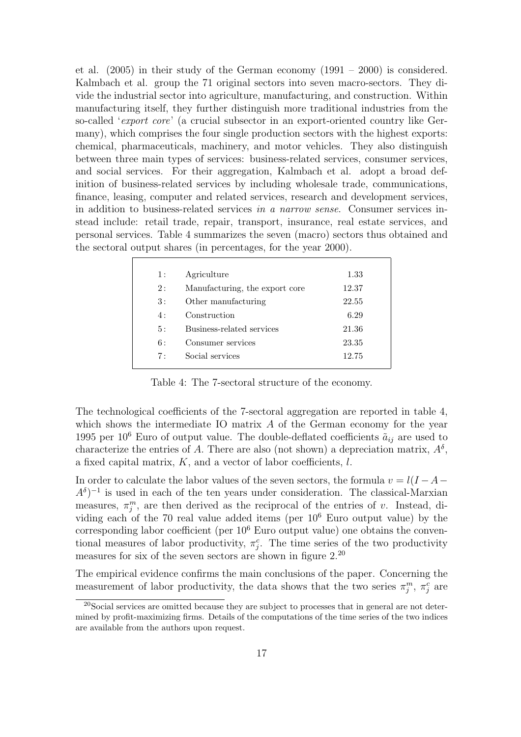et al. (2005) in their study of the German economy (1991 – 2000) is considered. Kalmbach et al. group the 71 original sectors into seven macro-sectors. They divide the industrial sector into agriculture, manufacturing, and construction. Within manufacturing itself, they further distinguish more traditional industries from the so-called '*export core*' (a crucial subsector in an export-oriented country like Germany), which comprises the four single production sectors with the highest exports: chemical, pharmaceuticals, machinery, and motor vehicles. They also distinguish between three main types of services: business-related services, consumer services, and social services. For their aggregation, Kalmbach et al. adopt a broad definition of business-related services by including wholesale trade, communications, finance, leasing, computer and related services, research and development services, in addition to business-related services *in a narrow sense*. Consumer services instead include: retail trade, repair, transport, insurance, real estate services, and personal services. Table 4 summarizes the seven (macro) sectors thus obtained and the sectoral output shares (in percentages, for the year 2000).

| | | |
|---|---|---|
| 1 : | Agriculture | 1.33 |
| 2 : | Manufacturing, the export core | 12.37 |
| 3 : | Other manufacturing | 22.55 |
| 4 : | Construction | 6.29 |
| 5 : | Business-related services | 21.36 |
| 6 : | Consumer services | 23.35 |
| 7 : | Social services | 12.75 |

Table 4: The 7-sectoral structure of the economy.

The technological coefficients of the 7-sectoral aggregation are reported in table 4, which shows the intermediate IO matrix $A$ of the German economy for the year 1995 per $10^6$ Euro of output value. The double-deflated coefficients $\tilde{a}_{ij}$ are used to characterize the entries of $A$. There are also (not shown) a depreciation matrix, $A^{\delta}$, a fixed capital matrix, $K$, and a vector of labor coefficients, $l$.

In order to calculate the labor values of the seven sectors, the formula $v = l(I - A - A^{\delta})^{-1}$ is used in each of the ten years under consideration. The classical-Marxian measures, $\pi_j^m$, are then derived as the reciprocal of the entries of $v$. Instead, dividing each of the 70 real value added items (per $10^6$ Euro output value) by the corresponding labor coefficient (per $10^6$ Euro output value) one obtains the conventional measures of labor productivity, $\pi_j^c$. The time series of the two productivity measures for six of the seven sectors are shown in figure 2.[20]

The empirical evidence confirms the main conclusions of the paper. Concerning the measurement of labor productivity, the data shows that the two series $\pi_j^m$, $\pi_j^c$ are

[20]Social services are omitted because they are subject to processes that in general are not determined by profit-maximizing firms. Details of the computations of the time series of the two indices are available from the authors upon request.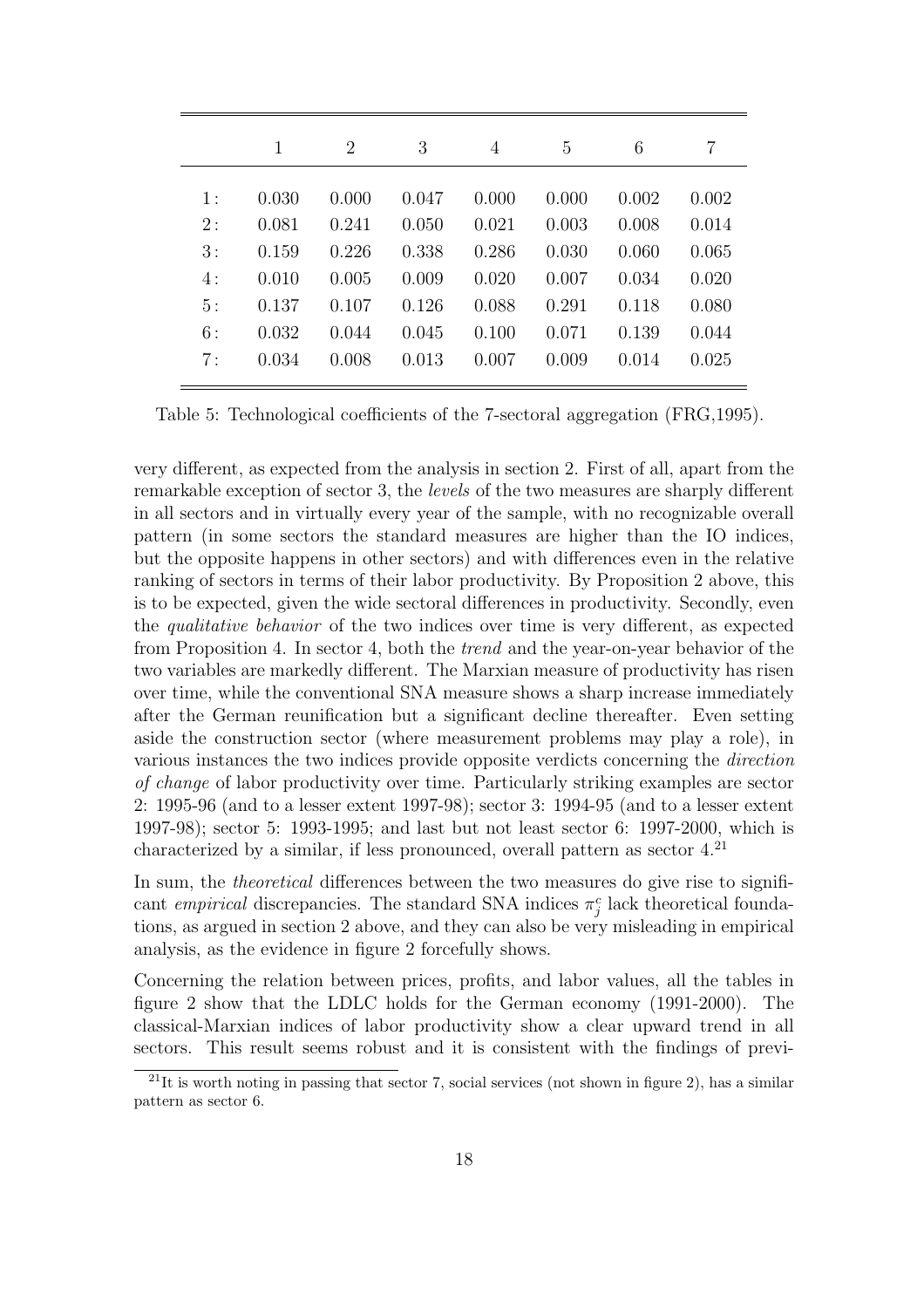| | 1 | 2 | 3 | 4 | 5 | 6 | 7 |
|---|---|---|---|---|---|---|---|
| 1 : | 0.030 | 0.000 | 0.047 | 0.000 | 0.000 | 0.002 | 0.002 |
| 2 : | 0.081 | 0.241 | 0.050 | 0.021 | 0.003 | 0.008 | 0.014 |
| 3 : | 0.159 | 0.226 | 0.338 | 0.286 | 0.030 | 0.060 | 0.065 |
| 4 : | 0.010 | 0.005 | 0.009 | 0.020 | 0.007 | 0.034 | 0.020 |
| 5 : | 0.137 | 0.107 | 0.126 | 0.088 | 0.291 | 0.118 | 0.080 |
| 6 : | 0.032 | 0.044 | 0.045 | 0.100 | 0.071 | 0.139 | 0.044 |
| 7 : | 0.034 | 0.008 | 0.013 | 0.007 | 0.009 | 0.014 | 0.025 |

Table 5: Technological coefficients of the 7-sectoral aggregation (FRG,1995).

very different, as expected from the analysis in section 2. First of all, apart from the remarkable exception of sector 3, the *levels* of the two measures are sharply different in all sectors and in virtually every year of the sample, with no recognizable overall pattern (in some sectors the standard measures are higher than the IO indices, but the opposite happens in other sectors) and with differences even in the relative ranking of sectors in terms of their labor productivity. By Proposition 2 above, this is to be expected, given the wide sectoral differences in productivity. Secondly, even the *qualitative behavior* of the two indices over time is very different, as expected from Proposition 4. In sector 4, both the *trend* and the year-on-year behavior of the two variables are markedly different. The Marxian measure of productivity has risen over time, while the conventional SNA measure shows a sharp increase immediately after the German reunification but a significant decline thereafter. Even setting aside the construction sector (where measurement problems may play a role), in various instances the two indices provide opposite verdicts concerning the *direction of change* of labor productivity over time. Particularly striking examples are sector 2: 1995-96 (and to a lesser extent 1997-98); sector 3: 1994-95 (and to a lesser extent 1997-98); sector 5: 1993-1995; and last but not least sector 6: 1997-2000, which is characterized by a similar, if less pronounced, overall pattern as sector 4.[21]

In sum, the *theoretical* differences between the two measures do give rise to significant *empirical* discrepancies. The standard SNA indices $\pi_j^c$ lack theoretical foundations, as argued in section 2 above, and they can also be very misleading in empirical analysis, as the evidence in figure 2 forcefully shows.

Concerning the relation between prices, profits, and labor values, all the tables in figure 2 show that the LDLC holds for the German economy (1991-2000). The classical-Marxian indices of labor productivity show a clear upward trend in all sectors. This result seems robust and it is consistent with the findings of previ-

[21] It is worth noting in passing that sector 7, social services (not shown in figure 2), has a similar pattern as sector 6.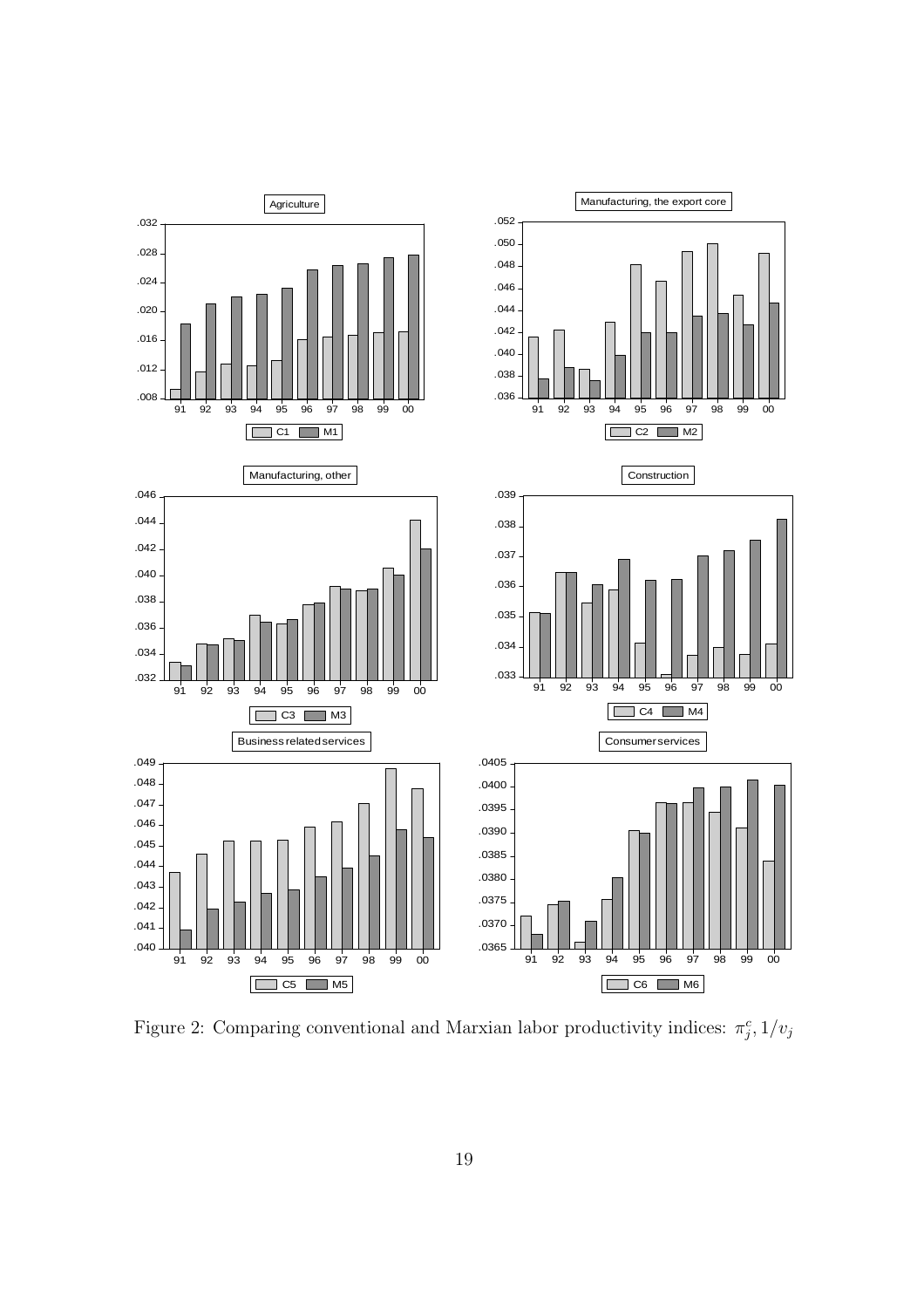Figure 2: Comparing conventional and Marxian labor productivity indices: $\pi_j^c, 1/v_j$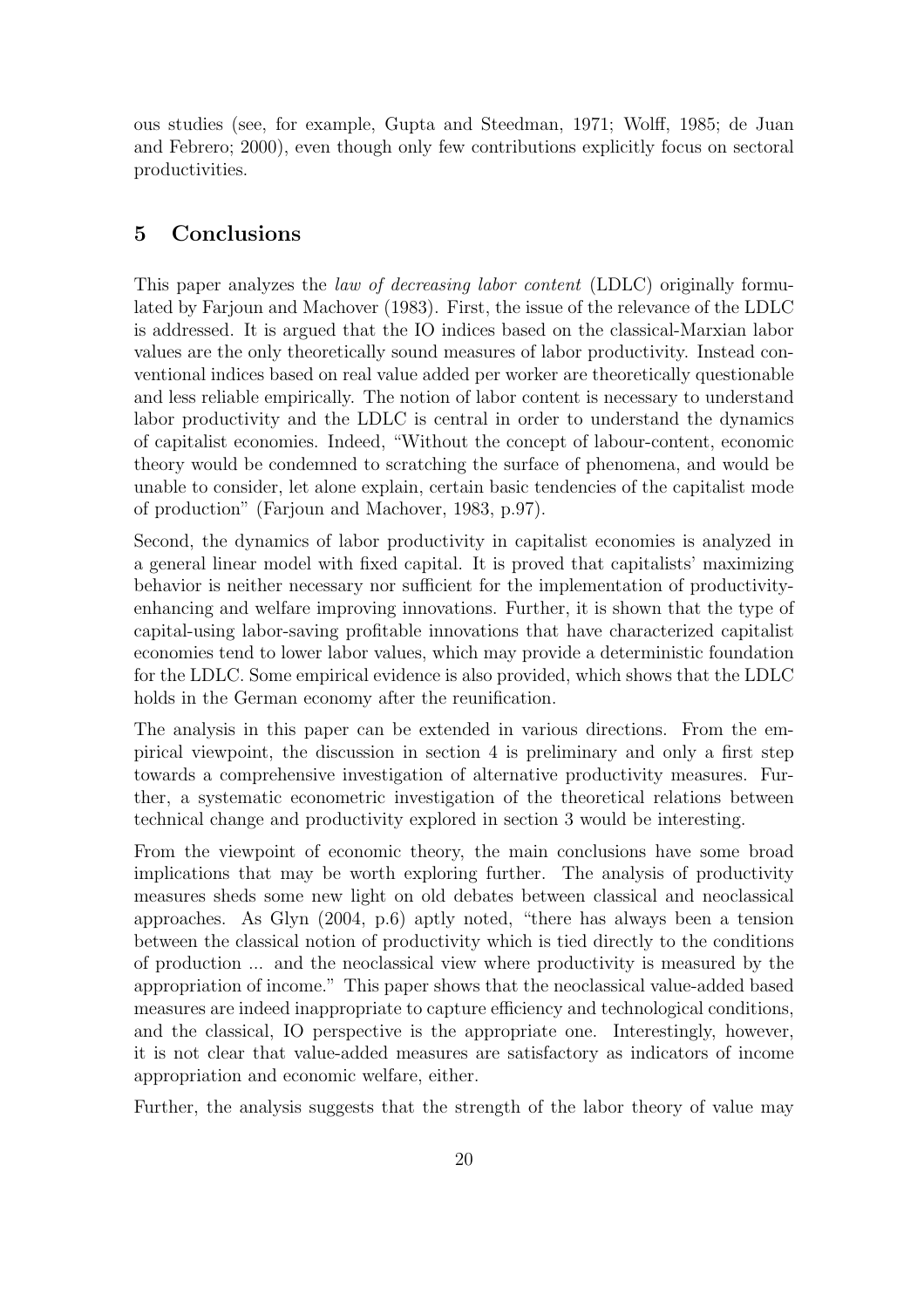ous studies (see, for example, Gupta and Steedman, 1971; Wolff, 1985; de Juan and Febrero; 2000), even though only few contributions explicitly focus on sectoral productivities.

## 5 Conclusions

This paper analyzes the *law of decreasing labor content* (LDLC) originally formulated by Farjoun and Machover (1983). First, the issue of the relevance of the LDLC is addressed. It is argued that the IO indices based on the classical-Marxian labor values are the only theoretically sound measures of labor productivity. Instead conventional indices based on real value added per worker are theoretically questionable and less reliable empirically. The notion of labor content is necessary to understand labor productivity and the LDLC is central in order to understand the dynamics of capitalist economies. Indeed, "Without the concept of labour-content, economic theory would be condemned to scratching the surface of phenomena, and would be unable to consider, let alone explain, certain basic tendencies of the capitalist mode of production" (Farjoun and Machover, 1983, p.97).

Second, the dynamics of labor productivity in capitalist economies is analyzed in a general linear model with fixed capital. It is proved that capitalists' maximizing behavior is neither necessary nor sufficient for the implementation of productivity-enhancing and welfare improving innovations. Further, it is shown that the type of capital-using labor-saving profitable innovations that have characterized capitalist economies tend to lower labor values, which may provide a deterministic foundation for the LDLC. Some empirical evidence is also provided, which shows that the LDLC holds in the German economy after the reunification.

The analysis in this paper can be extended in various directions. From the empirical viewpoint, the discussion in section 4 is preliminary and only a first step towards a comprehensive investigation of alternative productivity measures. Further, a systematic econometric investigation of the theoretical relations between technical change and productivity explored in section 3 would be interesting.

From the viewpoint of economic theory, the main conclusions have some broad implications that may be worth exploring further. The analysis of productivity measures sheds some new light on old debates between classical and neoclassical approaches. As Glyn (2004, p.6) aptly noted, "there has always been a tension between the classical notion of productivity which is tied directly to the conditions of production ... and the neoclassical view where productivity is measured by the appropriation of income." This paper shows that the neoclassical value-added based measures are indeed inappropriate to capture efficiency and technological conditions, and the classical, IO perspective is the appropriate one. Interestingly, however, it is not clear that value-added measures are satisfactory as indicators of income appropriation and economic welfare, either.

Further, the analysis suggests that the strength of the labor theory of value may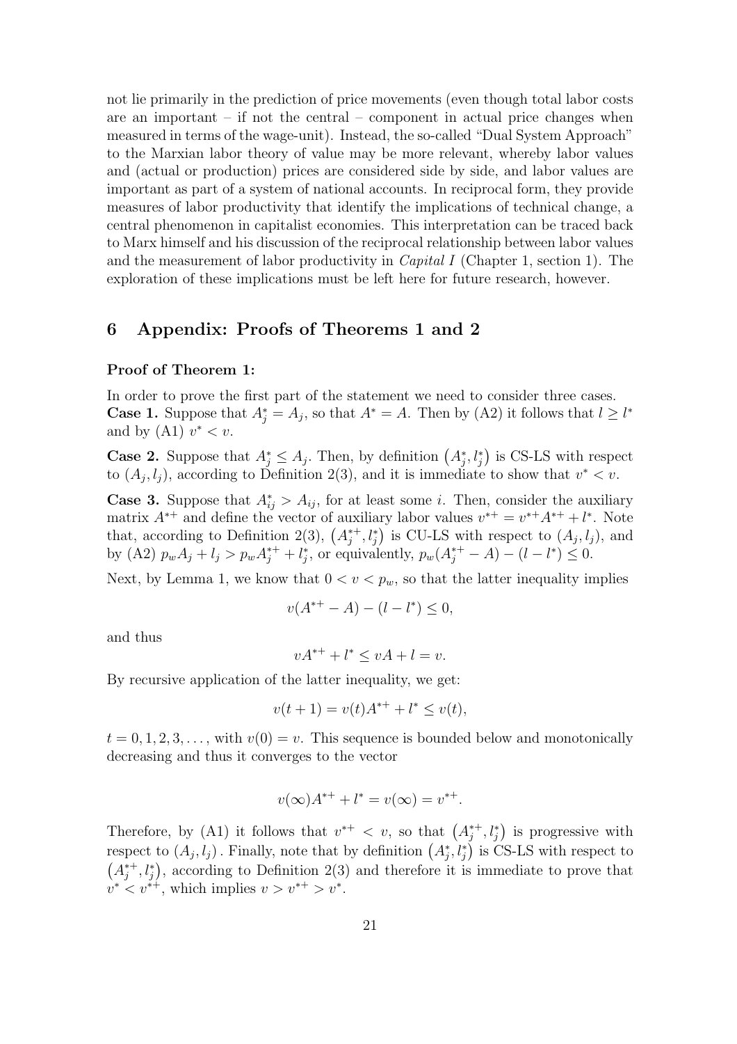not lie primarily in the prediction of price movements (even though total labor costs are an important – if not the central – component in actual price changes when measured in terms of the wage-unit). Instead, the so-called "Dual System Approach" to the Marxian labor theory of value may be more relevant, whereby labor values and (actual or production) prices are considered side by side, and labor values are important as part of a system of national accounts. In reciprocal form, they provide measures of labor productivity that identify the implications of technical change, a central phenomenon in capitalist economies. This interpretation can be traced back to Marx himself and his discussion of the reciprocal relationship between labor values and the measurement of labor productivity in *Capital I* (Chapter 1, section 1). The exploration of these implications must be left here for future research, however.

## 6 Appendix: Proofs of Theorems 1 and 2

**Proof of Theorem 1:**

In order to prove the first part of the statement we need to consider three cases.

**Case 1.** Suppose that $A_j^* = A_j$, so that $A^* = A$. Then by (A2) it follows that $l \geq l^*$ and by (A1) $v^* < v$.

**Case 2.** Suppose that $A_j^* \leq A_j$. Then, by definition $\left(A_j^*, l_j^*\right)$ is CS-LS with respect to $(A_j, l_j)$, according to Definition 2(3), and it is immediate to show that $v^* < v$.

**Case 3.** Suppose that $A_{ij}^* > A_{ij}$, for at least some $i$. Then, consider the auxiliary matrix $A^{*+}$ and define the vector of auxiliary labor values $v^{*+} = v^{*+}A^{*+} + l^*$. Note that, according to Definition 2(3), $\left(A_j^{*+}, l_j^*\right)$ is CU-LS with respect to $(A_j, l_j)$, and by (A2) $p_w A_j + l_j > p_w A_j^{*+} + l_j^*$, or equivalently, $p_w(A_j^{*+} - A) - (l - l^*) \leq 0$.

Next, by Lemma 1, we know that $0 < v < p_w$, so that the latter inequality implies

$$v(A^{*+} - A) - (l - l^*) \leq 0,$$

and thus

$$vA^{*+} + l^* \leq vA + l = v.$$

By recursive application of the latter inequality, we get:

$$v(t+1) = v(t)A^{*+} + l^* \leq v(t),$$

$t = 0, 1, 2, 3, \ldots$, with $v(0) = v$. This sequence is bounded below and monotonically decreasing and thus it converges to the vector

$$v(\infty)A^{*+} + l^* = v(\infty) = v^{*+}.$$

Therefore, by (A1) it follows that $v^{*+} < v$, so that $\left(A_j^{*+}, l_j^*\right)$ is progressive with respect to $(A_j, l_j)$. Finally, note that by definition $\left(A_j^*, l_j^*\right)$ is CS-LS with respect to $\left(A_j^{*+}, l_j^*\right)$, according to Definition 2(3) and therefore it is immediate to prove that $v^* < v^{*+}$, which implies $v > v^{*+} > v^*$.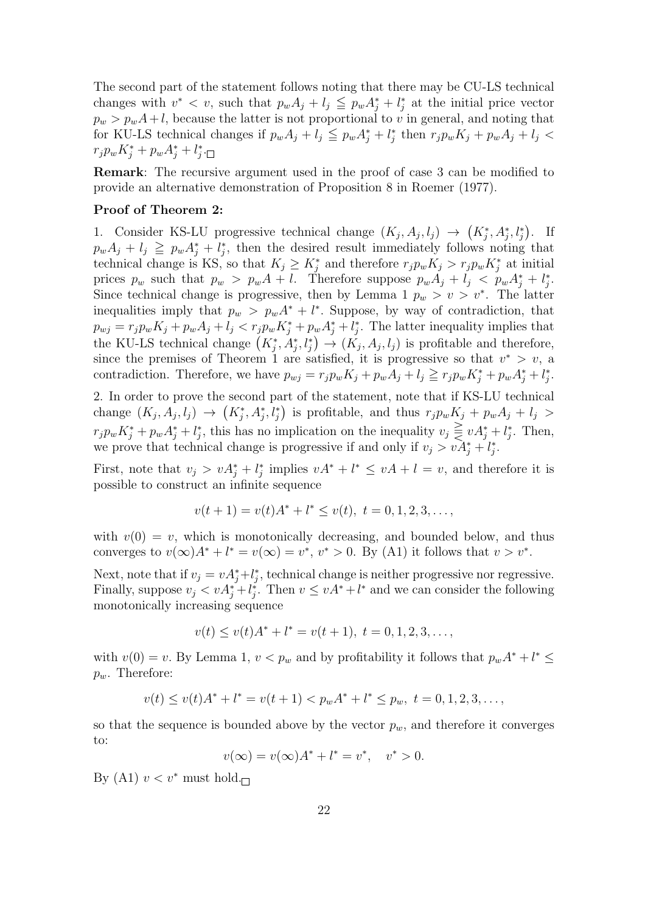The second part of the statement follows noting that there may be CU-LS technical changes with $v^* < v$, such that $p_w A_j + l_j \leqq p_w A_j^* + l_j^*$ at the initial price vector $p_w > p_w A + l$, because the latter is not proportional to $v$ in general, and noting that for KU-LS technical changes if $p_w A_j + l_j \leqq p_w A_j^* + l_j^*$ then $r_j p_w K_j + p_w A_j + l_j < r_j p_w K_j^* + p_w A_j^* + l_j^*$.$\square$

**Remark**: The recursive argument used in the proof of case 3 can be modified to provide an alternative demonstration of Proposition 8 in Roemer (1977).

**Proof of Theorem 2:**

1. Consider KS-LU progressive technical change $(K_j, A_j, l_j) \to (K_j^*, A_j^*, l_j^*)$. If $p_w A_j + l_j \geqq p_w A_j^* + l_j^*$, then the desired result immediately follows noting that technical change is KS, so that $K_j \geq K_j^*$ and therefore $r_j p_w K_j > r_j p_w K_j^*$ at initial prices $p_w$ such that $p_w > p_w A + l$. Therefore suppose $p_w A_j + l_j < p_w A_j^* + l_j^*$. Since technical change is progressive, then by Lemma 1 $p_w > v > v^*$. The latter inequalities imply that $p_w > p_w A^* + l^*$. Suppose, by way of contradiction, that $p_{wj} = r_j p_w K_j + p_w A_j + l_j < r_j p_w K_j^* + p_w A_j^* + l_j^*$. The latter inequality implies that the KU-LS technical change $(K_j^*, A_j^*, l_j^*) \to (K_j, A_j, l_j)$ is profitable and therefore, since the premises of Theorem 1 are satisfied, it is progressive so that $v^* > v$, a contradiction. Therefore, we have $p_{wj} = r_j p_w K_j + p_w A_j + l_j \geqq r_j p_w K_j^* + p_w A_j^* + l_j^*$.

2. In order to prove the second part of the statement, note that if KS-LU technical change $(K_j, A_j, l_j) \to (K_j^*, A_j^*, l_j^*)$ is profitable, and thus $r_j p_w K_j + p_w A_j + l_j > r_j p_w K_j^* + p_w A_j^* + l_j^*$, this has no implication on the inequality $v_j \gtreqqless v A_j^* + l_j^*$. Then, we prove that technical change is progressive if and only if $v_j > v A_j^* + l_j^*$.

First, note that $v_j > v A_j^* + l_j^*$ implies $v A^* + l^* \leq v A + l = v$, and therefore it is possible to construct an infinite sequence

$$v(t+1) = v(t)A^* + l^* \leq v(t), \ t = 0, 1, 2, 3, \ldots,$$

with $v(0) = v$, which is monotonically decreasing, and bounded below, and thus converges to $v(\infty)A^* + l^* = v(\infty) = v^*$, $v^* > 0$. By (A1) it follows that $v > v^*$.

Next, note that if $v_j = v A_j^* + l_j^*$, technical change is neither progressive nor regressive. Finally, suppose $v_j < v A_j^* + l_j^*$. Then $v \leq v A^* + l^*$ and we can consider the following monotonically increasing sequence

$$v(t) \leq v(t)A^* + l^* = v(t+1), \ t = 0, 1, 2, 3, \ldots,$$

with $v(0) = v$. By Lemma 1, $v < p_w$ and by profitability it follows that $p_w A^* + l^* \leq p_w$. Therefore:

$$v(t) \leq v(t)A^* + l^* = v(t+1) < p_w A^* + l^* \leq p_w, \ t = 0, 1, 2, 3, \ldots,$$

so that the sequence is bounded above by the vector $p_w$, and therefore it converges to:

$$v(\infty) = v(\infty)A^* + l^* = v^*, \quad v^* > 0.$$

By (A1) $v < v^*$ must hold.$\square$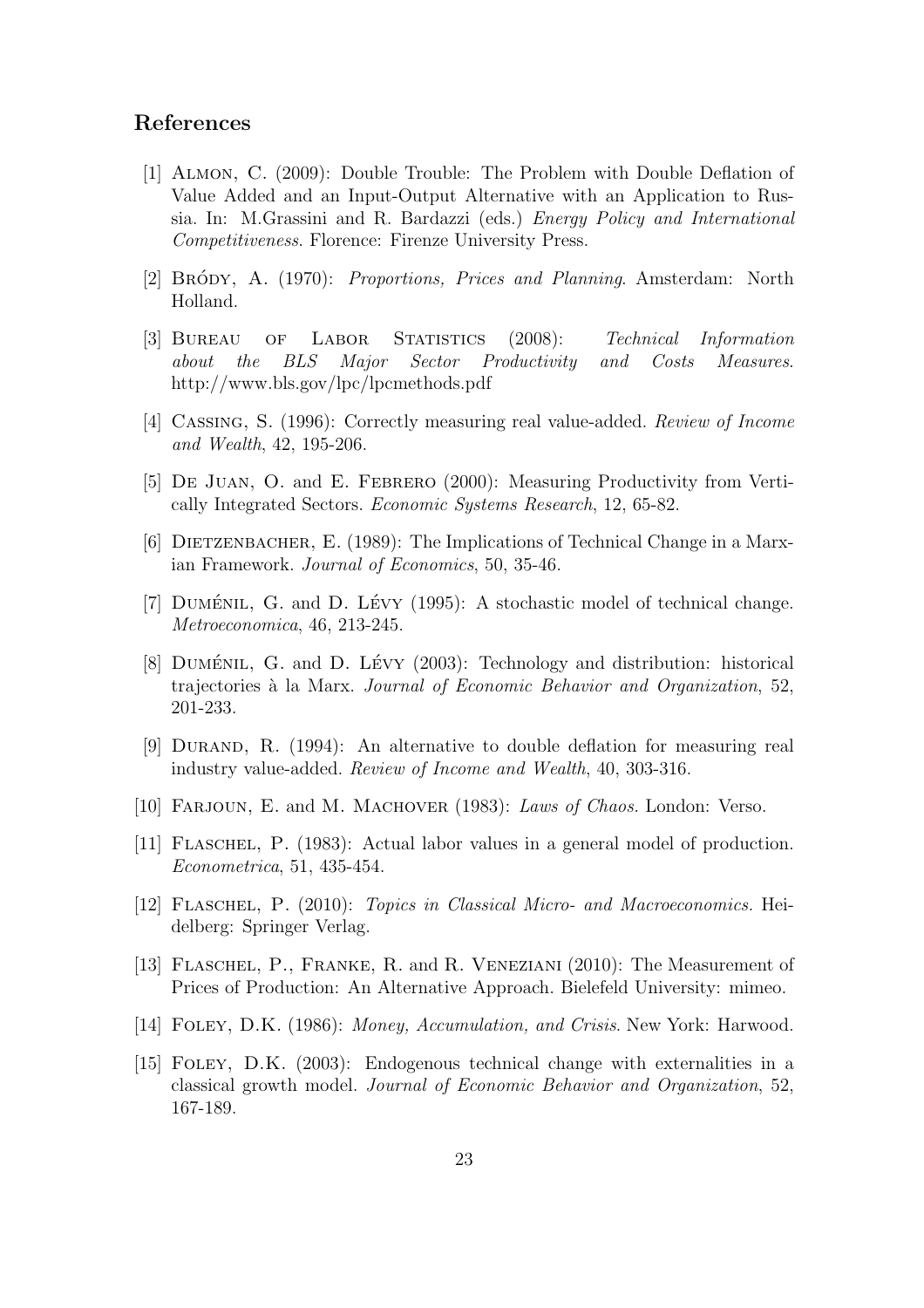## References

[1] Almon, C. (2009): Double Trouble: The Problem with Double Deflation of Value Added and an Input-Output Alternative with an Application to Russia. In: M.Grassini and R. Bardazzi (eds.) *Energy Policy and International Competitiveness*. Florence: Firenze University Press.

[2] Bródy, A. (1970): *Proportions, Prices and Planning*. Amsterdam: North Holland.

[3] Bureau of Labor Statistics (2008): *Technical Information about the BLS Major Sector Productivity and Costs Measures*. http://www.bls.gov/lpc/lpcmethods.pdf

[4] Cassing, S. (1996): Correctly measuring real value-added. *Review of Income and Wealth*, 42, 195-206.

[5] De Juan, O. and E. Febrero (2000): Measuring Productivity from Vertically Integrated Sectors. *Economic Systems Research*, 12, 65-82.

[6] Dietzenbacher, E. (1989): The Implications of Technical Change in a Marxian Framework. *Journal of Economics*, 50, 35-46.

[7] Duménil, G. and D. Lévy (1995): A stochastic model of technical change. *Metroeconomica*, 46, 213-245.

[8] Duménil, G. and D. Lévy (2003): Technology and distribution: historical trajectories à la Marx. *Journal of Economic Behavior and Organization*, 52, 201-233.

[9] Durand, R. (1994): An alternative to double deflation for measuring real industry value-added. *Review of Income and Wealth*, 40, 303-316.

[10] Farjoun, E. and M. Machover (1983): *Laws of Chaos*. London: Verso.

[11] Flaschel, P. (1983): Actual labor values in a general model of production. *Econometrica*, 51, 435-454.

[12] Flaschel, P. (2010): *Topics in Classical Micro- and Macroeconomics*. Heidelberg: Springer Verlag.

[13] Flaschel, P., Franke, R. and R. Veneziani (2010): The Measurement of Prices of Production: An Alternative Approach. Bielefeld University: mimeo.

[14] Foley, D.K. (1986): *Money, Accumulation, and Crisis*. New York: Harwood.

[15] Foley, D.K. (2003): Endogenous technical change with externalities in a classical growth model. *Journal of Economic Behavior and Organization*, 52, 167-189.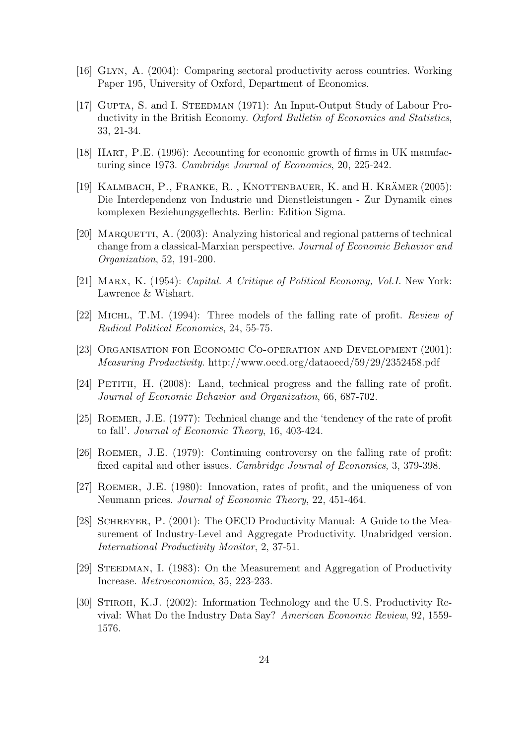[16] Glyn, A. (2004): Comparing sectoral productivity across countries. Working Paper 195, University of Oxford, Department of Economics.

[17] Gupta, S. and I. Steedman (1971): An Input-Output Study of Labour Productivity in the British Economy. *Oxford Bulletin of Economics and Statistics*, 33, 21-34.

[18] Hart, P.E. (1996): Accounting for economic growth of firms in UK manufacturing since 1973. *Cambridge Journal of Economics*, 20, 225-242.

[19] Kalmbach, P., Franke, R. , Knottenbauer, K. and H. Krämer (2005): Die Interdependenz von Industrie und Dienstleistungen - Zur Dynamik eines komplexen Beziehungsgeflechts. Berlin: Edition Sigma.

[20] Marquetti, A. (2003): Analyzing historical and regional patterns of technical change from a classical-Marxian perspective. *Journal of Economic Behavior and Organization*, 52, 191-200.

[21] Marx, K. (1954): *Capital. A Critique of Political Economy, Vol.I.* New York: Lawrence & Wishart.

[22] Michl, T.M. (1994): Three models of the falling rate of profit. *Review of Radical Political Economics*, 24, 55-75.

[23] Organisation for Economic Co-operation and Development (2001): *Measuring Productivity*. http://www.oecd.org/dataoecd/59/29/2352458.pdf

[24] Petith, H. (2008): Land, technical progress and the falling rate of profit. *Journal of Economic Behavior and Organization*, 66, 687-702.

[25] Roemer, J.E. (1977): Technical change and the 'tendency of the rate of profit to fall'. *Journal of Economic Theory*, 16, 403-424.

[26] Roemer, J.E. (1979): Continuing controversy on the falling rate of profit: fixed capital and other issues. *Cambridge Journal of Economics*, 3, 379-398.

[27] Roemer, J.E. (1980): Innovation, rates of profit, and the uniqueness of von Neumann prices. *Journal of Economic Theory*, 22, 451-464.

[28] Schreyer, P. (2001): The OECD Productivity Manual: A Guide to the Measurement of Industry-Level and Aggregate Productivity. Unabridged version. *International Productivity Monitor*, 2, 37-51.

[29] Steedman, I. (1983): On the Measurement and Aggregation of Productivity Increase. *Metroeconomica*, 35, 223-233.

[30] Stiroh, K.J. (2002): Information Technology and the U.S. Productivity Revival: What Do the Industry Data Say? *American Economic Review*, 92, 1559-1576.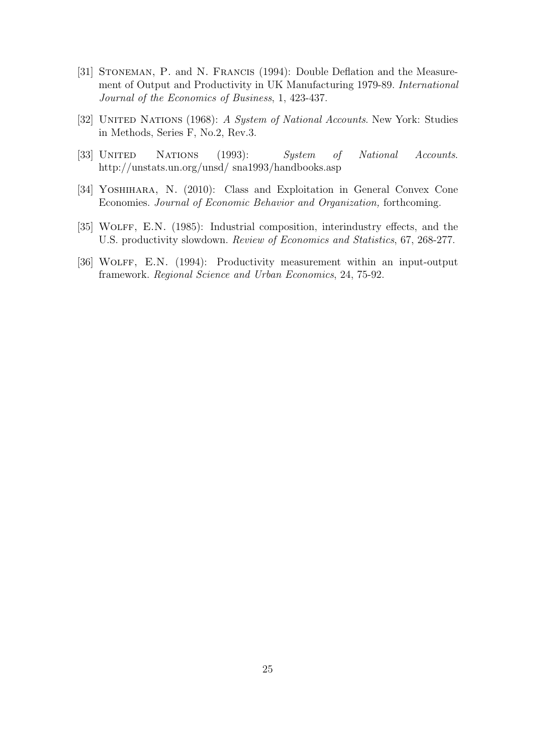[31] Stoneman, P. and N. Francis (1994): Double Deflation and the Measurement of Output and Productivity in UK Manufacturing 1979-89. *International Journal of the Economics of Business*, 1, 423-437.

[32] United Nations (1968): *A System of National Accounts*. New York: Studies in Methods, Series F, No.2, Rev.3.

[33] United Nations (1993): *System of National Accounts*. http://unstats.un.org/unsd/ sna1993/handbooks.asp

[34] Yoshihara, N. (2010): Class and Exploitation in General Convex Cone Economies. *Journal of Economic Behavior and Organization,* forthcoming.

[35] Wolff, E.N. (1985): Industrial composition, interindustry effects, and the U.S. productivity slowdown. *Review of Economics and Statistics*, 67, 268-277.

[36] Wolff, E.N. (1994): Productivity measurement within an input-output framework. *Regional Science and Urban Economics*, 24, 75-92.